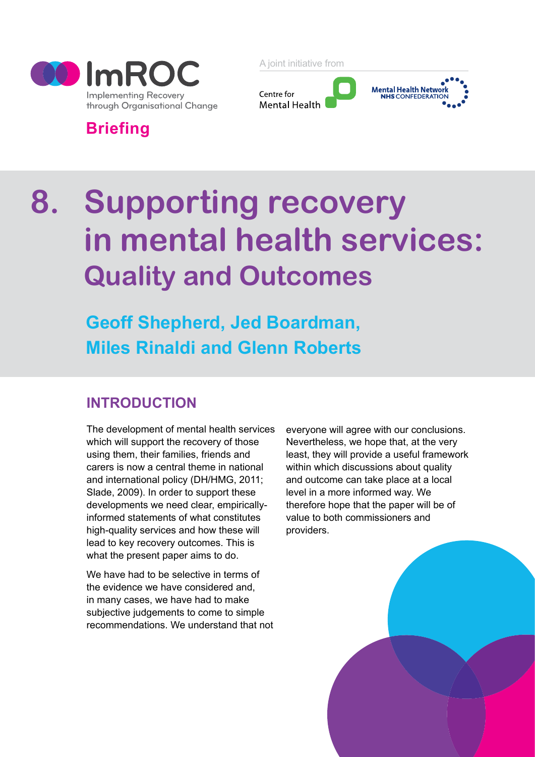ImROC

Implementing Recovery through Organisational Change

A joint initiative from

Centre for Mental Health

Mental Health Network NHS Confederation

**Briefing**

# 8. Supporting recovery in mental health services: Quality and Outcomes

**Geoff Shepherd, Jed Boardman, Miles Rinaldi and Glenn Roberts**

## INTRODUCTION

The development of mental health services which will support the recovery of those using them, their families, friends and carers is now a central theme in national and international policy (DH/HMG, 2011; Slade, 2009). In order to support these developments we need clear, empirically-informed statements of what constitutes high-quality services and how these will lead to key recovery outcomes. This is what the present paper aims to do.

We have had to be selective in terms of the evidence we have considered and, in many cases, we have had to make subjective judgements to come to simple recommendations. We understand that not everyone will agree with our conclusions. Nevertheless, we hope that, at the very least, they will provide a useful framework within which discussions about quality and outcome can take place at a local level in a more informed way. We therefore hope that the paper will be of value to both commissioners and providers.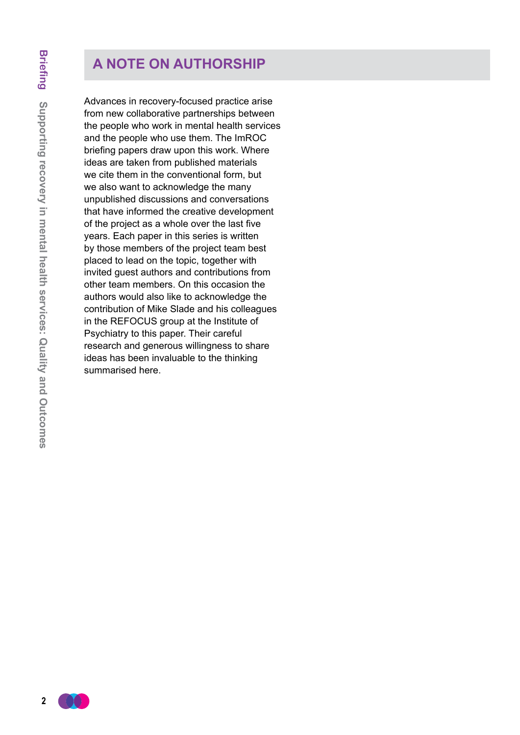## A NOTE ON AUTHORSHIP

Advances in recovery-focused practice arise from new collaborative partnerships between the people who work in mental health services and the people who use them. The ImROC briefing papers draw upon this work. Where ideas are taken from published materials we cite them in the conventional form, but we also want to acknowledge the many unpublished discussions and conversations that have informed the creative development of the project as a whole over the last five years. Each paper in this series is written by those members of the project team best placed to lead on the topic, together with invited guest authors and contributions from other team members. On this occasion the authors would also like to acknowledge the contribution of Mike Slade and his colleagues in the REFOCUS group at the Institute of Psychiatry to this paper. Their careful research and generous willingness to share ideas has been invaluable to the thinking summarised here.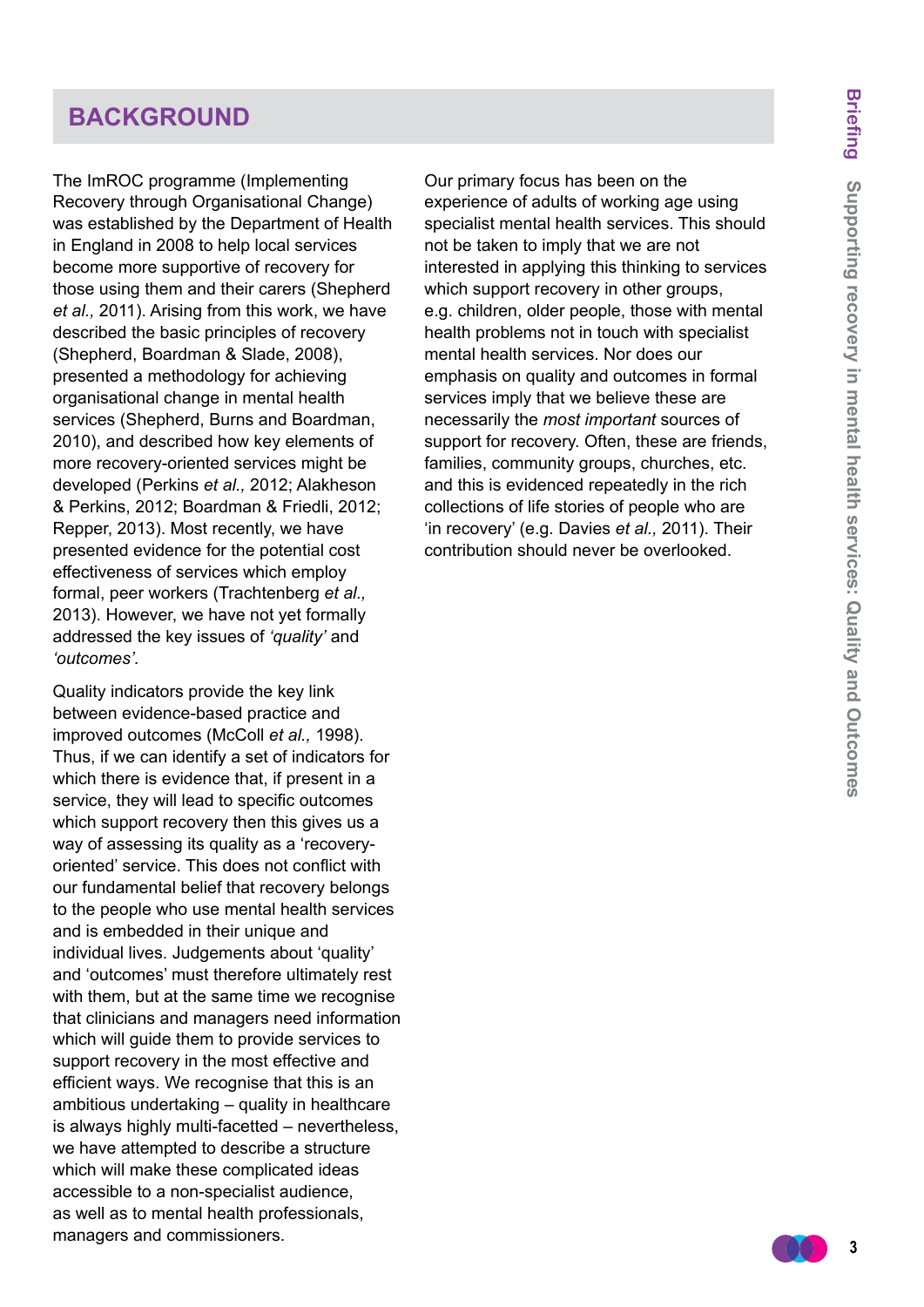## BACKGROUND

The ImROC programme (Implementing Recovery through Organisational Change) was established by the Department of Health in England in 2008 to help local services become more supportive of recovery for those using them and their carers (Shepherd *et al.,* 2011). Arising from this work, we have described the basic principles of recovery (Shepherd, Boardman & Slade, 2008), presented a methodology for achieving organisational change in mental health services (Shepherd, Burns and Boardman, 2010), and described how key elements of more recovery-oriented services might be developed (Perkins *et al.,* 2012; Alakheson & Perkins, 2012; Boardman & Friedli, 2012; Repper, 2013). Most recently, we have presented evidence for the potential cost effectiveness of services which employ formal, peer workers (Trachtenberg *et al.,* 2013). However, we have not yet formally addressed the key issues of *'quality'* and *'outcomes'.*

Quality indicators provide the key link between evidence-based practice and improved outcomes (McColl *et al.,* 1998). Thus, if we can identify a set of indicators for which there is evidence that, if present in a service, they will lead to specific outcomes which support recovery then this gives us a way of assessing its quality as a 'recovery-oriented' service. This does not conflict with our fundamental belief that recovery belongs to the people who use mental health services and is embedded in their unique and individual lives. Judgements about 'quality' and 'outcomes' must therefore ultimately rest with them, but at the same time we recognise that clinicians and managers need information which will guide them to provide services to support recovery in the most effective and efficient ways. We recognise that this is an ambitious undertaking – quality in healthcare is always highly multi-facetted – nevertheless, we have attempted to describe a structure which will make these complicated ideas accessible to a non-specialist audience, as well as to mental health professionals, managers and commissioners.

Our primary focus has been on the experience of adults of working age using specialist mental health services. This should not be taken to imply that we are not interested in applying this thinking to services which support recovery in other groups, e.g. children, older people, those with mental health problems not in touch with specialist mental health services. Nor does our emphasis on quality and outcomes in formal services imply that we believe these are necessarily the *most important* sources of support for recovery. Often, these are friends, families, community groups, churches, etc. and this is evidenced repeatedly in the rich collections of life stories of people who are 'in recovery' (e.g. Davies *et al.,* 2011). Their contribution should never be overlooked.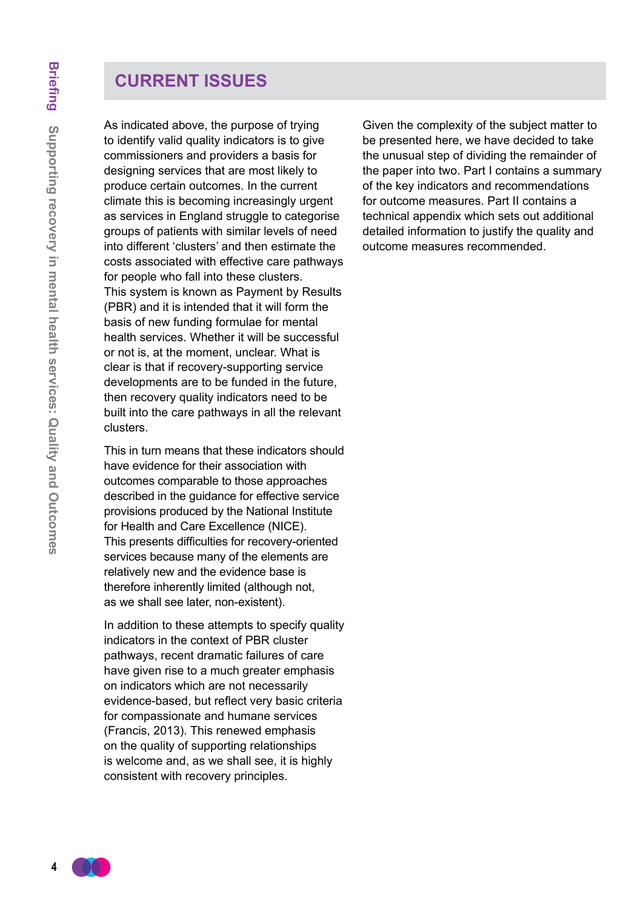## CURRENT ISSUES

As indicated above, the purpose of trying to identify valid quality indicators is to give commissioners and providers a basis for designing services that are most likely to produce certain outcomes. In the current climate this is becoming increasingly urgent as services in England struggle to categorise groups of patients with similar levels of need into different 'clusters' and then estimate the costs associated with effective care pathways for people who fall into these clusters. This system is known as Payment by Results (PBR) and it is intended that it will form the basis of new funding formulae for mental health services. Whether it will be successful or not is, at the moment, unclear. What is clear is that if recovery-supporting service developments are to be funded in the future, then recovery quality indicators need to be built into the care pathways in all the relevant clusters.

This in turn means that these indicators should have evidence for their association with outcomes comparable to those approaches described in the guidance for effective service provisions produced by the National Institute for Health and Care Excellence (NICE). This presents difficulties for recovery-oriented services because many of the elements are relatively new and the evidence base is therefore inherently limited (although not, as we shall see later, non-existent).

In addition to these attempts to specify quality indicators in the context of PBR cluster pathways, recent dramatic failures of care have given rise to a much greater emphasis on indicators which are not necessarily evidence-based, but reflect very basic criteria for compassionate and humane services (Francis, 2013). This renewed emphasis on the quality of supporting relationships is welcome and, as we shall see, it is highly consistent with recovery principles.

Given the complexity of the subject matter to be presented here, we have decided to take the unusual step of dividing the remainder of the paper into two. Part I contains a summary of the key indicators and recommendations for outcome measures. Part II contains a technical appendix which sets out additional detailed information to justify the quality and outcome measures recommended.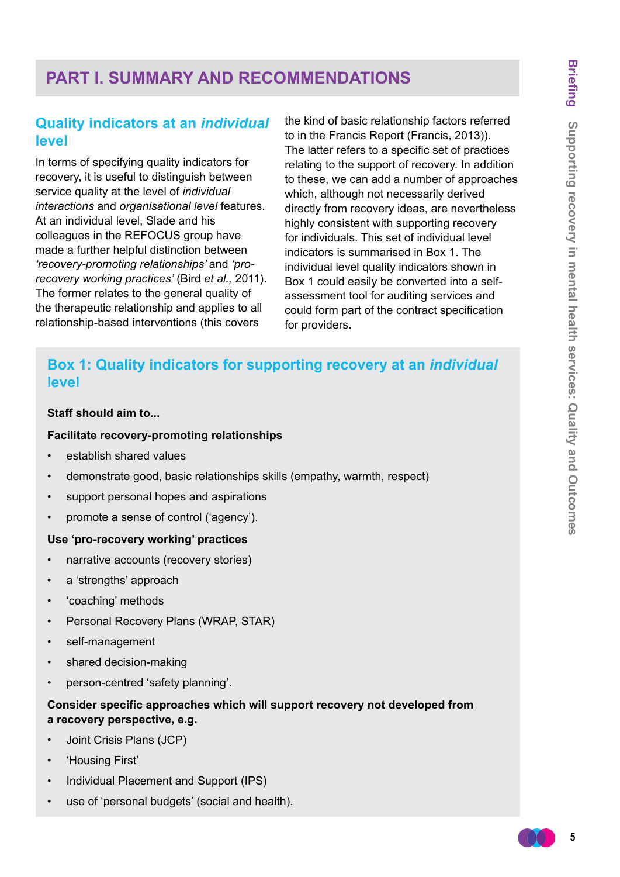# PART I. SUMMARY AND RECOMMENDATIONS

## Quality indicators at an *individual* level

In terms of specifying quality indicators for recovery, it is useful to distinguish between service quality at the level of *individual interactions* and *organisational level* features. At an individual level, Slade and his colleagues in the REFOCUS group have made a further helpful distinction between *'recovery-promoting relationships'* and *'pro-recovery working practices'* (Bird *et al.,* 2011). The former relates to the general quality of the therapeutic relationship and applies to all relationship-based interventions (this covers the kind of basic relationship factors referred to in the Francis Report (Francis, 2013)). The latter refers to a specific set of practices relating to the support of recovery. In addition to these, we can add a number of approaches which, although not necessarily derived directly from recovery ideas, are nevertheless highly consistent with supporting recovery for individuals. This set of individual level indicators is summarised in Box 1. The individual level quality indicators shown in Box 1 could easily be converted into a self-assessment tool for auditing services and could form part of the contract specification for providers.

### Box 1: Quality indicators for supporting recovery at an *individual* level

**Staff should aim to...**

**Facilitate recovery-promoting relationships**

- establish shared values
- demonstrate good, basic relationships skills (empathy, warmth, respect)
- support personal hopes and aspirations
- promote a sense of control ('agency').

**Use 'pro-recovery working' practices**

- narrative accounts (recovery stories)
- a 'strengths' approach
- 'coaching' methods
- Personal Recovery Plans (WRAP, STAR)
- self-management
- shared decision-making
- person-centred 'safety planning'.

**Consider specific approaches which will support recovery not developed from a recovery perspective, e.g.**

- Joint Crisis Plans (JCP)
- 'Housing First'
- Individual Placement and Support (IPS)
- use of 'personal budgets' (social and health).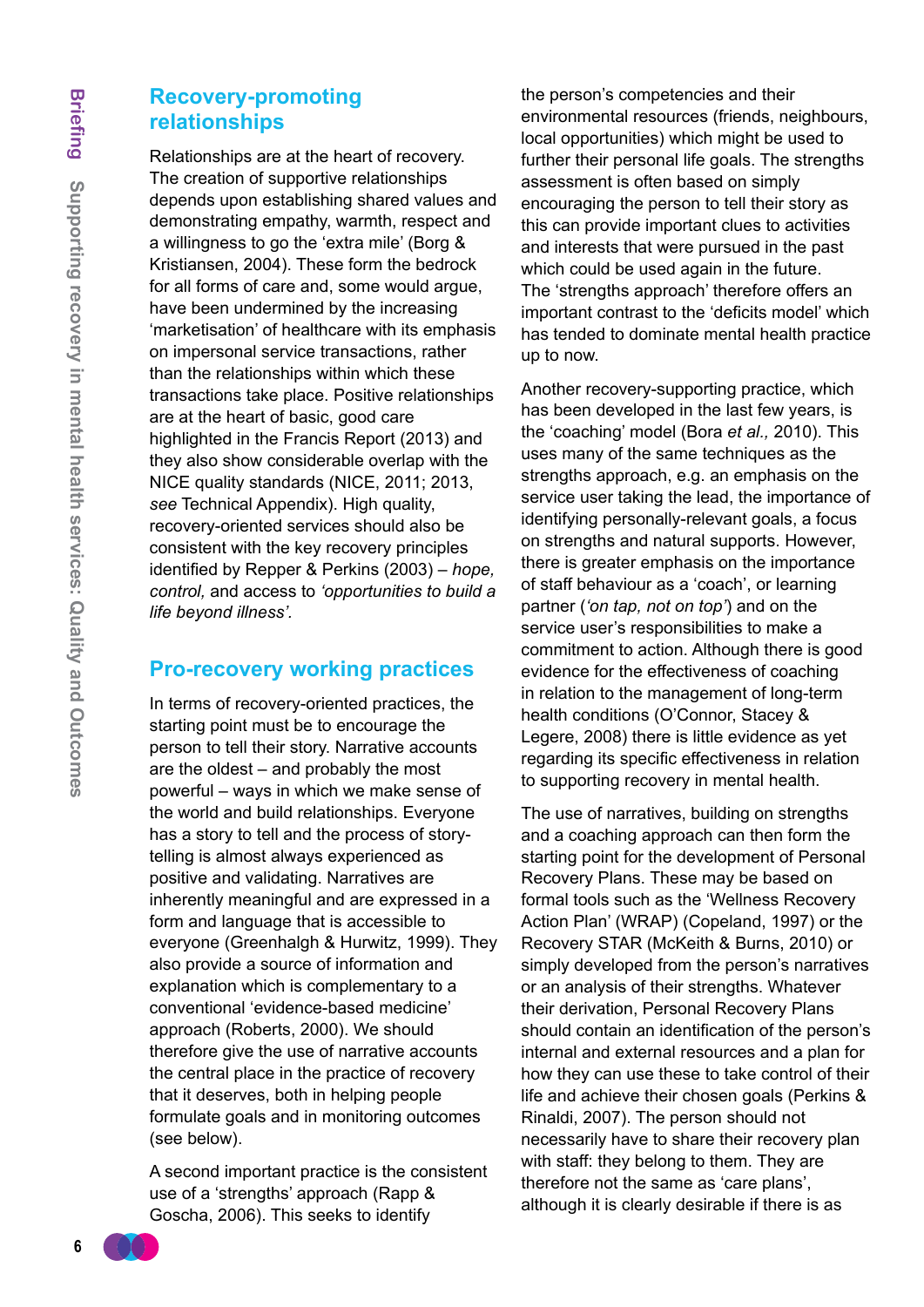## Recovery-promoting relationships

Relationships are at the heart of recovery. The creation of supportive relationships depends upon establishing shared values and demonstrating empathy, warmth, respect and a willingness to go the 'extra mile' (Borg & Kristiansen, 2004). These form the bedrock for all forms of care and, some would argue, have been undermined by the increasing 'marketisation' of healthcare with its emphasis on impersonal service transactions, rather than the relationships within which these transactions take place. Positive relationships are at the heart of basic, good care highlighted in the Francis Report (2013) and they also show considerable overlap with the NICE quality standards (NICE, 2011; 2013, *see* Technical Appendix). High quality, recovery-oriented services should also be consistent with the key recovery principles identified by Repper & Perkins (2003) – *hope, control,* and access to *'opportunities to build a life beyond illness'*.

## Pro-recovery working practices

In terms of recovery-oriented practices, the starting point must be to encourage the person to tell their story. Narrative accounts are the oldest – and probably the most powerful – ways in which we make sense of the world and build relationships. Everyone has a story to tell and the process of story-telling is almost always experienced as positive and validating. Narratives are inherently meaningful and are expressed in a form and language that is accessible to everyone (Greenhalgh & Hurwitz, 1999). They also provide a source of information and explanation which is complementary to a conventional 'evidence-based medicine' approach (Roberts, 2000). We should therefore give the use of narrative accounts the central place in the practice of recovery that it deserves, both in helping people formulate goals and in monitoring outcomes (see below).

A second important practice is the consistent use of a 'strengths' approach (Rapp & Goscha, 2006). This seeks to identify the person's competencies and their environmental resources (friends, neighbours, local opportunities) which might be used to further their personal life goals. The strengths assessment is often based on simply encouraging the person to tell their story as this can provide important clues to activities and interests that were pursued in the past which could be used again in the future. The 'strengths approach' therefore offers an important contrast to the 'deficits model' which has tended to dominate mental health practice up to now.

Another recovery-supporting practice, which has been developed in the last few years, is the 'coaching' model (Bora *et al.,* 2010). This uses many of the same techniques as the strengths approach, e.g. an emphasis on the service user taking the lead, the importance of identifying personally-relevant goals, a focus on strengths and natural supports. However, there is greater emphasis on the importance of staff behaviour as a 'coach', or learning partner (*'on tap, not on top'*) and on the service user's responsibilities to make a commitment to action. Although there is good evidence for the effectiveness of coaching in relation to the management of long-term health conditions (O'Connor, Stacey & Legere, 2008) there is little evidence as yet regarding its specific effectiveness in relation to supporting recovery in mental health.

The use of narratives, building on strengths and a coaching approach can then form the starting point for the development of Personal Recovery Plans. These may be based on formal tools such as the 'Wellness Recovery Action Plan' (WRAP) (Copeland, 1997) or the Recovery STAR (McKeith & Burns, 2010) or simply developed from the person's narratives or an analysis of their strengths. Whatever their derivation, Personal Recovery Plans should contain an identification of the person's internal and external resources and a plan for how they can use these to take control of their life and achieve their chosen goals (Perkins & Rinaldi, 2007). The person should not necessarily have to share their recovery plan with staff: they belong to them. They are therefore not the same as 'care plans', although it is clearly desirable if there is as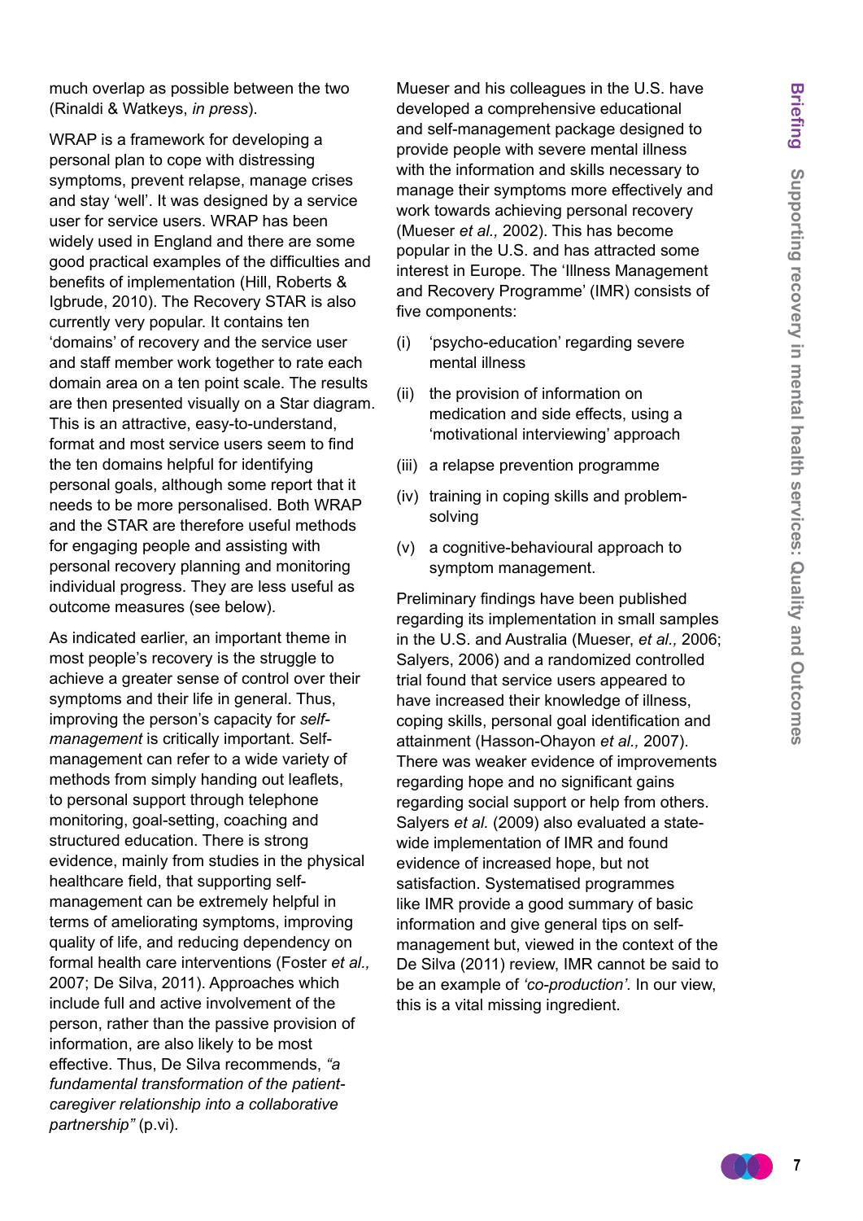much overlap as possible between the two (Rinaldi & Watkeys, *in press*).

WRAP is a framework for developing a personal plan to cope with distressing symptoms, prevent relapse, manage crises and stay 'well'. It was designed by a service user for service users. WRAP has been widely used in England and there are some good practical examples of the difficulties and benefits of implementation (Hill, Roberts & Igbrude, 2010). The Recovery STAR is also currently very popular. It contains ten 'domains' of recovery and the service user and staff member work together to rate each domain area on a ten point scale. The results are then presented visually on a Star diagram. This is an attractive, easy-to-understand, format and most service users seem to find the ten domains helpful for identifying personal goals, although some report that it needs to be more personalised. Both WRAP and the STAR are therefore useful methods for engaging people and assisting with personal recovery planning and monitoring individual progress. They are less useful as outcome measures (see below).

As indicated earlier, an important theme in most people's recovery is the struggle to achieve a greater sense of control over their symptoms and their life in general. Thus, improving the person's capacity for *self-management* is critically important. Self-management can refer to a wide variety of methods from simply handing out leaflets, to personal support through telephone monitoring, goal-setting, coaching and structured education. There is strong evidence, mainly from studies in the physical healthcare field, that supporting self-management can be extremely helpful in terms of ameliorating symptoms, improving quality of life, and reducing dependency on formal health care interventions (Foster *et al.,* 2007; De Silva, 2011). Approaches which include full and active involvement of the person, rather than the passive provision of information, are also likely to be most effective. Thus, De Silva recommends, *"a fundamental transformation of the patient-caregiver relationship into a collaborative partnership"* (p.vi).

Mueser and his colleagues in the U.S. have developed a comprehensive educational and self-management package designed to provide people with severe mental illness with the information and skills necessary to manage their symptoms more effectively and work towards achieving personal recovery (Mueser *et al.,* 2002). This has become popular in the U.S. and has attracted some interest in Europe. The 'Illness Management and Recovery Programme' (IMR) consists of five components:

(i) 'psycho-education' regarding severe mental illness

(ii) the provision of information on medication and side effects, using a 'motivational interviewing' approach

(iii) a relapse prevention programme

(iv) training in coping skills and problem-solving

(v) a cognitive-behavioural approach to symptom management.

Preliminary findings have been published regarding its implementation in small samples in the U.S. and Australia (Mueser, *et al.,* 2006; Salyers, 2006) and a randomized controlled trial found that service users appeared to have increased their knowledge of illness, coping skills, personal goal identification and attainment (Hasson-Ohayon *et al.,* 2007). There was weaker evidence of improvements regarding hope and no significant gains regarding social support or help from others. Salyers *et al.* (2009) also evaluated a state-wide implementation of IMR and found evidence of increased hope, but not satisfaction. Systematised programmes like IMR provide a good summary of basic information and give general tips on self-management but, viewed in the context of the De Silva (2011) review, IMR cannot be said to be an example of *'co-production'*. In our view, this is a vital missing ingredient.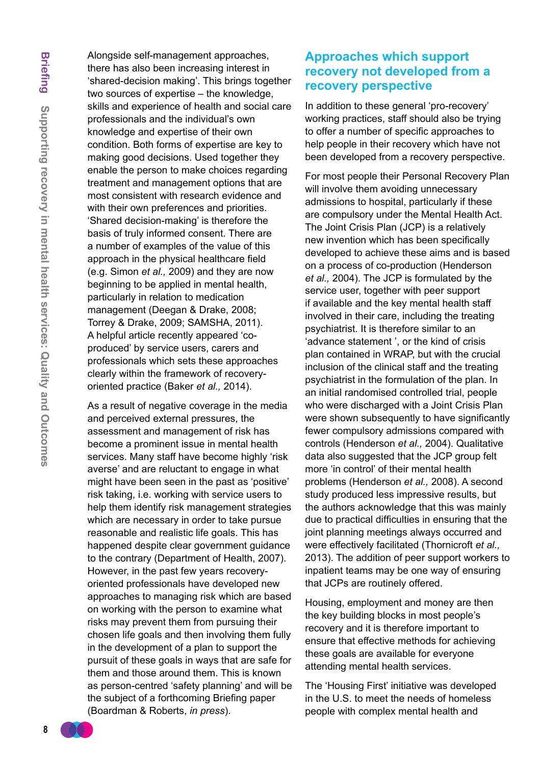Alongside self-management approaches, there has also been increasing interest in 'shared-decision making'. This brings together two sources of expertise – the knowledge, skills and experience of health and social care professionals and the individual's own knowledge and expertise of their own condition. Both forms of expertise are key to making good decisions. Used together they enable the person to make choices regarding treatment and management options that are most consistent with research evidence and with their own preferences and priorities. 'Shared decision-making' is therefore the basis of truly informed consent. There are a number of examples of the value of this approach in the physical healthcare field (e.g. Simon *et al.,* 2009) and they are now beginning to be applied in mental health, particularly in relation to medication management (Deegan & Drake, 2008; Torrey & Drake, 2009; SAMSHA, 2011). A helpful article recently appeared 'co-produced' by service users, carers and professionals which sets these approaches clearly within the framework of recovery-oriented practice (Baker *et al.,* 2014).

As a result of negative coverage in the media and perceived external pressures, the assessment and management of risk has become a prominent issue in mental health services. Many staff have become highly 'risk averse' and are reluctant to engage in what might have been seen in the past as 'positive' risk taking, i.e. working with service users to help them identify risk management strategies which are necessary in order to take pursue reasonable and realistic life goals. This has happened despite clear government guidance to the contrary (Department of Health, 2007). However, in the past few years recovery-oriented professionals have developed new approaches to managing risk which are based on working with the person to examine what risks may prevent them from pursuing their chosen life goals and then involving them fully in the development of a plan to support the pursuit of these goals in ways that are safe for them and those around them. This is known as person-centred 'safety planning' and will be the subject of a forthcoming Briefing paper (Boardman & Roberts, *in press*).

## Approaches which support recovery not developed from a recovery perspective

In addition to these general 'pro-recovery' working practices, staff should also be trying to offer a number of specific approaches to help people in their recovery which have not been developed from a recovery perspective.

For most people their Personal Recovery Plan will involve them avoiding unnecessary admissions to hospital, particularly if these are compulsory under the Mental Health Act. The Joint Crisis Plan (JCP) is a relatively new invention which has been specifically developed to achieve these aims and is based on a process of co-production (Henderson *et al.,* 2004). The JCP is formulated by the service user, together with peer support if available and the key mental health staff involved in their care, including the treating psychiatrist. It is therefore similar to an 'advance statement ', or the kind of crisis plan contained in WRAP, but with the crucial inclusion of the clinical staff and the treating psychiatrist in the formulation of the plan. In an initial randomised controlled trial, people who were discharged with a Joint Crisis Plan were shown subsequently to have significantly fewer compulsory admissions compared with controls (Henderson *et al.,* 2004). Qualitative data also suggested that the JCP group felt more 'in control' of their mental health problems (Henderson *et al.,* 2008). A second study produced less impressive results, but the authors acknowledge that this was mainly due to practical difficulties in ensuring that the joint planning meetings always occurred and were effectively facilitated (Thornicroft *et al.,* 2013). The addition of peer support workers to inpatient teams may be one way of ensuring that JCPs are routinely offered.

Housing, employment and money are then the key building blocks in most people's recovery and it is therefore important to ensure that effective methods for achieving these goals are available for everyone attending mental health services.

The 'Housing First' initiative was developed in the U.S. to meet the needs of homeless people with complex mental health and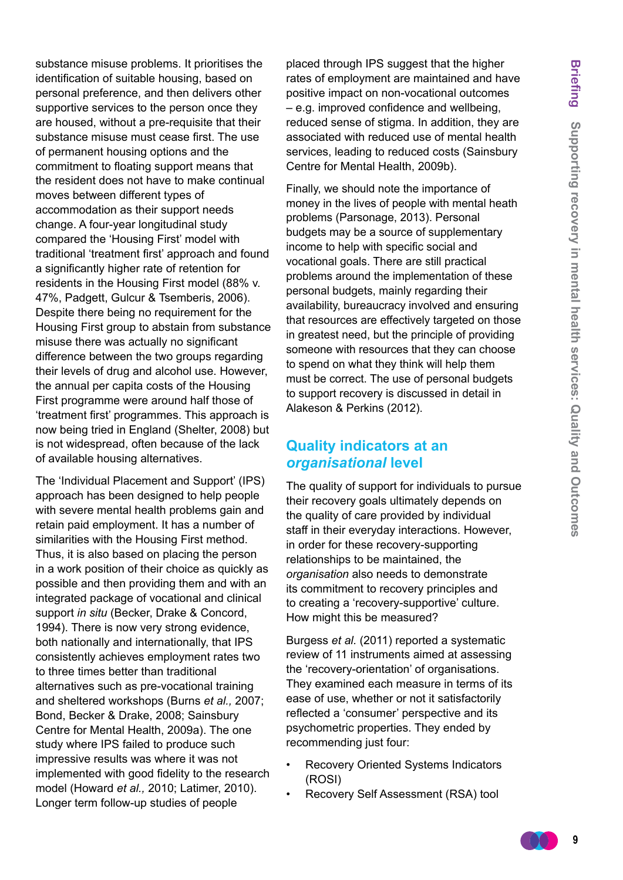substance misuse problems. It prioritises the identification of suitable housing, based on personal preference, and then delivers other supportive services to the person once they are housed, without a pre-requisite that their substance misuse must cease first. The use of permanent housing options and the commitment to floating support means that the resident does not have to make continual moves between different types of accommodation as their support needs change. A four-year longitudinal study compared the 'Housing First' model with traditional 'treatment first' approach and found a significantly higher rate of retention for residents in the Housing First model (88% v. 47%, Padgett, Gulcur & Tsemberis, 2006). Despite there being no requirement for the Housing First group to abstain from substance misuse there was actually no significant difference between the two groups regarding their levels of drug and alcohol use. However, the annual per capita costs of the Housing First programme were around half those of 'treatment first' programmes. This approach is now being tried in England (Shelter, 2008) but is not widespread, often because of the lack of available housing alternatives.

The 'Individual Placement and Support' (IPS) approach has been designed to help people with severe mental health problems gain and retain paid employment. It has a number of similarities with the Housing First method. Thus, it is also based on placing the person in a work position of their choice as quickly as possible and then providing them and with an integrated package of vocational and clinical support *in situ* (Becker, Drake & Concord, 1994). There is now very strong evidence, both nationally and internationally, that IPS consistently achieves employment rates two to three times better than traditional alternatives such as pre-vocational training and sheltered workshops (Burns *et al.,* 2007; Bond, Becker & Drake, 2008; Sainsbury Centre for Mental Health, 2009a). The one study where IPS failed to produce such impressive results was where it was not implemented with good fidelity to the research model (Howard *et al.,* 2010; Latimer, 2010). Longer term follow-up studies of people placed through IPS suggest that the higher rates of employment are maintained and have positive impact on non-vocational outcomes – e.g. improved confidence and wellbeing, reduced sense of stigma. In addition, they are associated with reduced use of mental health services, leading to reduced costs (Sainsbury Centre for Mental Health, 2009b).

Finally, we should note the importance of money in the lives of people with mental heath problems (Parsonage, 2013). Personal budgets may be a source of supplementary income to help with specific social and vocational goals. There are still practical problems around the implementation of these personal budgets, mainly regarding their availability, bureaucracy involved and ensuring that resources are effectively targeted on those in greatest need, but the principle of providing someone with resources that they can choose to spend on what they think will help them must be correct. The use of personal budgets to support recovery is discussed in detail in Alakeson & Perkins (2012).

## Quality indicators at an *organisational* level

The quality of support for individuals to pursue their recovery goals ultimately depends on the quality of care provided by individual staff in their everyday interactions. However, in order for these recovery-supporting relationships to be maintained, the *organisation* also needs to demonstrate its commitment to recovery principles and to creating a 'recovery-supportive' culture. How might this be measured?

Burgess *et al.* (2011) reported a systematic review of 11 instruments aimed at assessing the 'recovery-orientation' of organisations. They examined each measure in terms of its ease of use, whether or not it satisfactorily reflected a 'consumer' perspective and its psychometric properties. They ended by recommending just four:

- Recovery Oriented Systems Indicators (ROSI)
- Recovery Self Assessment (RSA) tool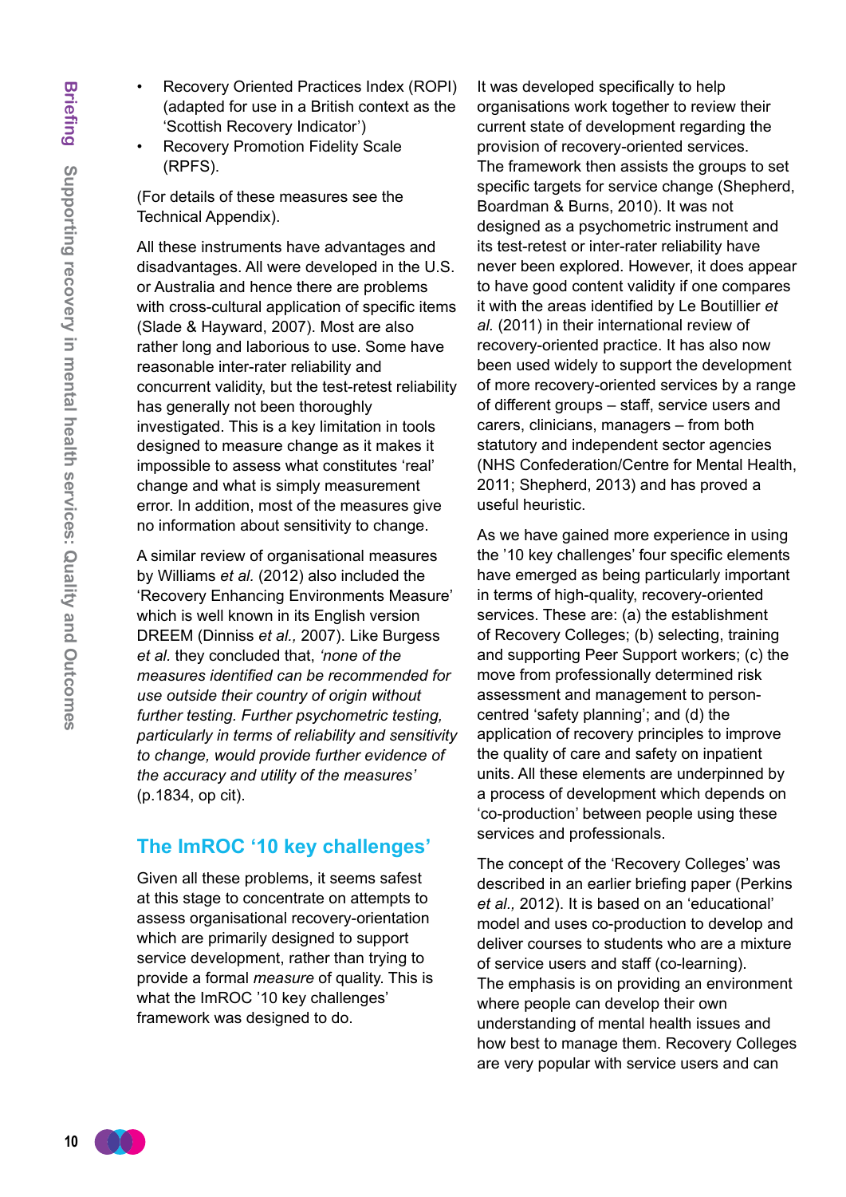- Recovery Oriented Practices Index (ROPI) (adapted for use in a British context as the 'Scottish Recovery Indicator')
- Recovery Promotion Fidelity Scale (RPFS).

(For details of these measures see the Technical Appendix).

All these instruments have advantages and disadvantages. All were developed in the U.S. or Australia and hence there are problems with cross-cultural application of specific items (Slade & Hayward, 2007). Most are also rather long and laborious to use. Some have reasonable inter-rater reliability and concurrent validity, but the test-retest reliability has generally not been thoroughly investigated. This is a key limitation in tools designed to measure change as it makes it impossible to assess what constitutes 'real' change and what is simply measurement error. In addition, most of the measures give no information about sensitivity to change.

A similar review of organisational measures by Williams *et al.* (2012) also included the 'Recovery Enhancing Environments Measure' which is well known in its English version DREEM (Dinniss *et al.,* 2007). Like Burgess *et al.* they concluded that, *'none of the measures identified can be recommended for use outside their country of origin without further testing. Further psychometric testing, particularly in terms of reliability and sensitivity to change, would provide further evidence of the accuracy and utility of the measures'* (p.1834, op cit).

## The ImROC '10 key challenges'

Given all these problems, it seems safest at this stage to concentrate on attempts to assess organisational recovery-orientation which are primarily designed to support service development, rather than trying to provide a formal *measure* of quality. This is what the ImROC '10 key challenges' framework was designed to do.

It was developed specifically to help organisations work together to review their current state of development regarding the provision of recovery-oriented services. The framework then assists the groups to set specific targets for service change (Shepherd, Boardman & Burns, 2010). It was not designed as a psychometric instrument and its test-retest or inter-rater reliability have never been explored. However, it does appear to have good content validity if one compares it with the areas identified by Le Boutillier *et al.* (2011) in their international review of recovery-oriented practice. It has also now been used widely to support the development of more recovery-oriented services by a range of different groups – staff, service users and carers, clinicians, managers – from both statutory and independent sector agencies (NHS Confederation/Centre for Mental Health, 2011; Shepherd, 2013) and has proved a useful heuristic.

As we have gained more experience in using the '10 key challenges' four specific elements have emerged as being particularly important in terms of high-quality, recovery-oriented services. These are: (a) the establishment of Recovery Colleges; (b) selecting, training and supporting Peer Support workers; (c) the move from professionally determined risk assessment and management to person-centred 'safety planning'; and (d) the application of recovery principles to improve the quality of care and safety on inpatient units. All these elements are underpinned by a process of development which depends on 'co-production' between people using these services and professionals.

The concept of the 'Recovery Colleges' was described in an earlier briefing paper (Perkins *et al.,* 2012). It is based on an 'educational' model and uses co-production to develop and deliver courses to students who are a mixture of service users and staff (co-learning). The emphasis is on providing an environment where people can develop their own understanding of mental health issues and how best to manage them. Recovery Colleges are very popular with service users and can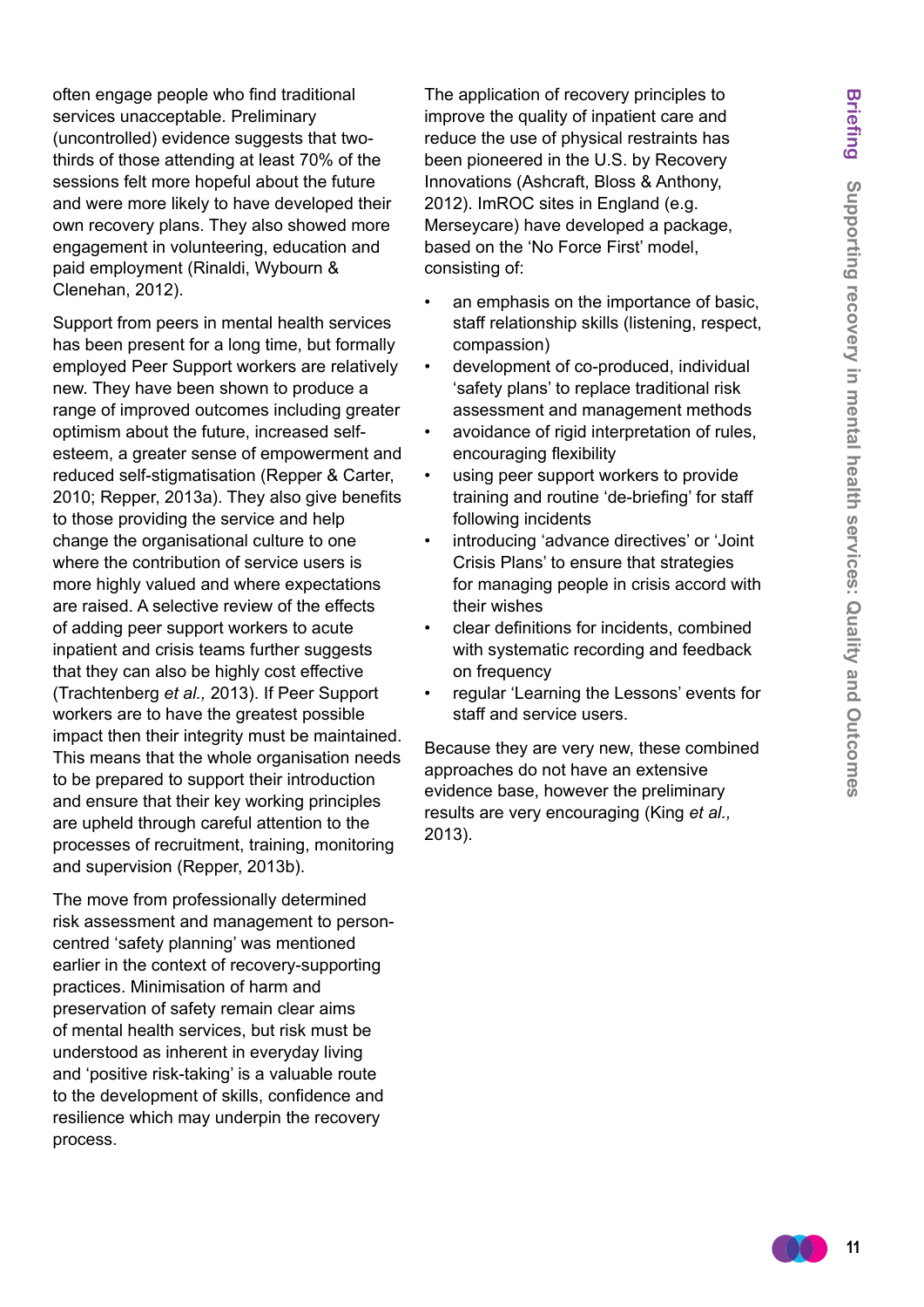often engage people who find traditional services unacceptable. Preliminary (uncontrolled) evidence suggests that two-thirds of those attending at least 70% of the sessions felt more hopeful about the future and were more likely to have developed their own recovery plans. They also showed more engagement in volunteering, education and paid employment (Rinaldi, Wybourn & Clenehan, 2012).

Support from peers in mental health services has been present for a long time, but formally employed Peer Support workers are relatively new. They have been shown to produce a range of improved outcomes including greater optimism about the future, increased self-esteem, a greater sense of empowerment and reduced self-stigmatisation (Repper & Carter, 2010; Repper, 2013a). They also give benefits to those providing the service and help change the organisational culture to one where the contribution of service users is more highly valued and where expectations are raised. A selective review of the effects of adding peer support workers to acute inpatient and crisis teams further suggests that they can also be highly cost effective (Trachtenberg *et al.,* 2013). If Peer Support workers are to have the greatest possible impact then their integrity must be maintained. This means that the whole organisation needs to be prepared to support their introduction and ensure that their key working principles are upheld through careful attention to the processes of recruitment, training, monitoring and supervision (Repper, 2013b).

The move from professionally determined risk assessment and management to person-centred 'safety planning' was mentioned earlier in the context of recovery-supporting practices. Minimisation of harm and preservation of safety remain clear aims of mental health services, but risk must be understood as inherent in everyday living and 'positive risk-taking' is a valuable route to the development of skills, confidence and resilience which may underpin the recovery process.

The application of recovery principles to improve the quality of inpatient care and reduce the use of physical restraints has been pioneered in the U.S. by Recovery Innovations (Ashcraft, Bloss & Anthony, 2012). ImROC sites in England (e.g. Merseycare) have developed a package, based on the 'No Force First' model, consisting of:

- an emphasis on the importance of basic, staff relationship skills (listening, respect, compassion)
- development of co-produced, individual 'safety plans' to replace traditional risk assessment and management methods
- avoidance of rigid interpretation of rules, encouraging flexibility
- using peer support workers to provide training and routine 'de-briefing' for staff following incidents
- introducing 'advance directives' or 'Joint Crisis Plans' to ensure that strategies for managing people in crisis accord with their wishes
- clear definitions for incidents, combined with systematic recording and feedback on frequency
- regular 'Learning the Lessons' events for staff and service users.

Because they are very new, these combined approaches do not have an extensive evidence base, however the preliminary results are very encouraging (King *et al.,* 2013).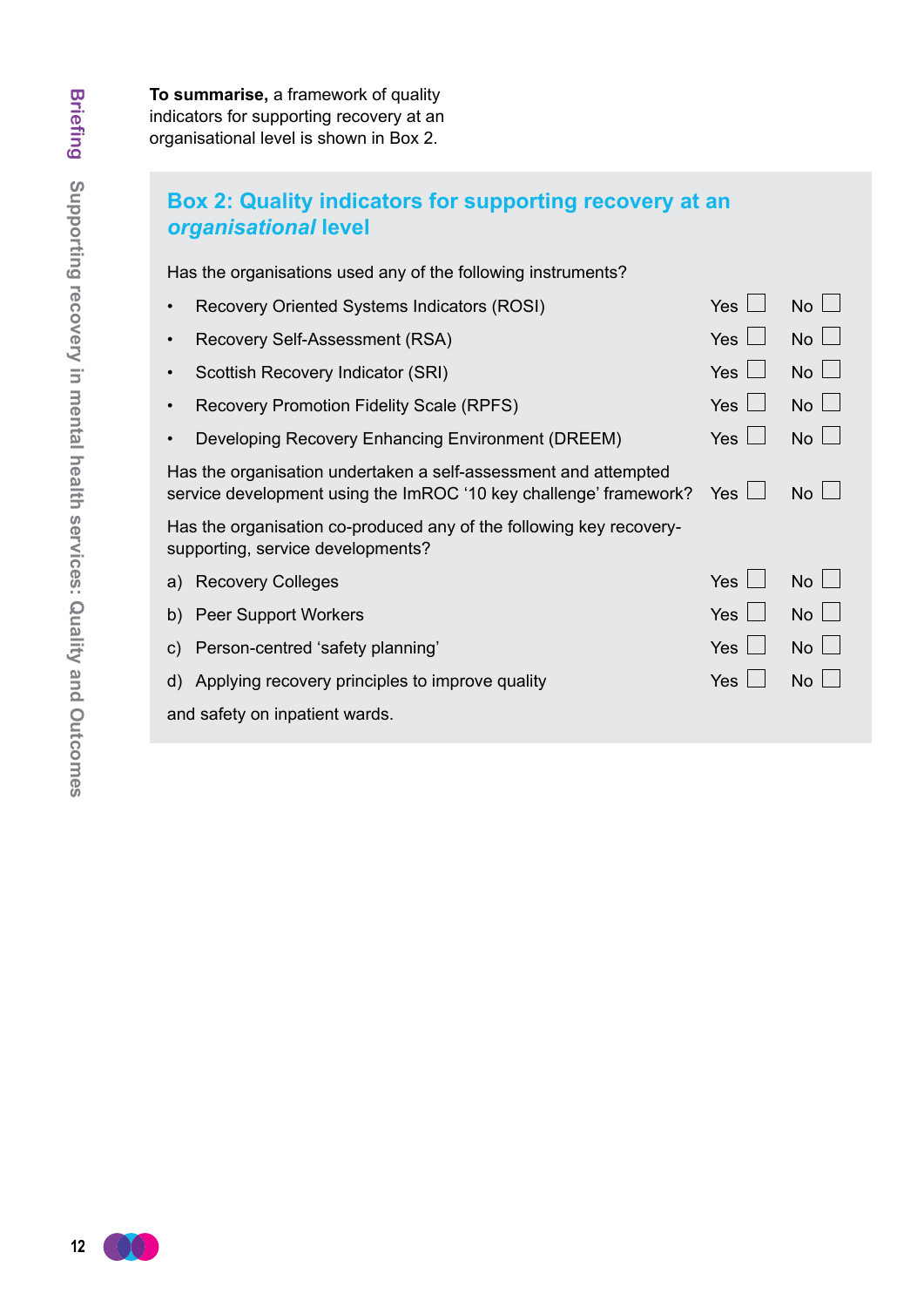**To summarise,** a framework of quality indicators for supporting recovery at an organisational level is shown in Box 2.

## Box 2: Quality indicators for supporting recovery at an *organisational* level

Has the organisations used any of the following instruments?

- Recovery Oriented Systems Indicators (ROSI) Yes ☐ No ☐
- Recovery Self-Assessment (RSA) Yes ☐ No ☐
- Scottish Recovery Indicator (SRI) Yes ☐ No ☐
- Recovery Promotion Fidelity Scale (RPFS) Yes ☐ No ☐
- Developing Recovery Enhancing Environment (DREEM) Yes ☐ No ☐

Has the organisation undertaken a self-assessment and attempted service development using the ImROC '10 key challenge' framework? Yes ☐ No ☐

Has the organisation co-produced any of the following key recovery-supporting, service developments?

a) Recovery Colleges Yes ☐ No ☐

b) Peer Support Workers Yes ☐ No ☐

c) Person-centred 'safety planning' Yes ☐ No ☐

d) Applying recovery principles to improve quality and safety on inpatient wards. Yes ☐ No ☐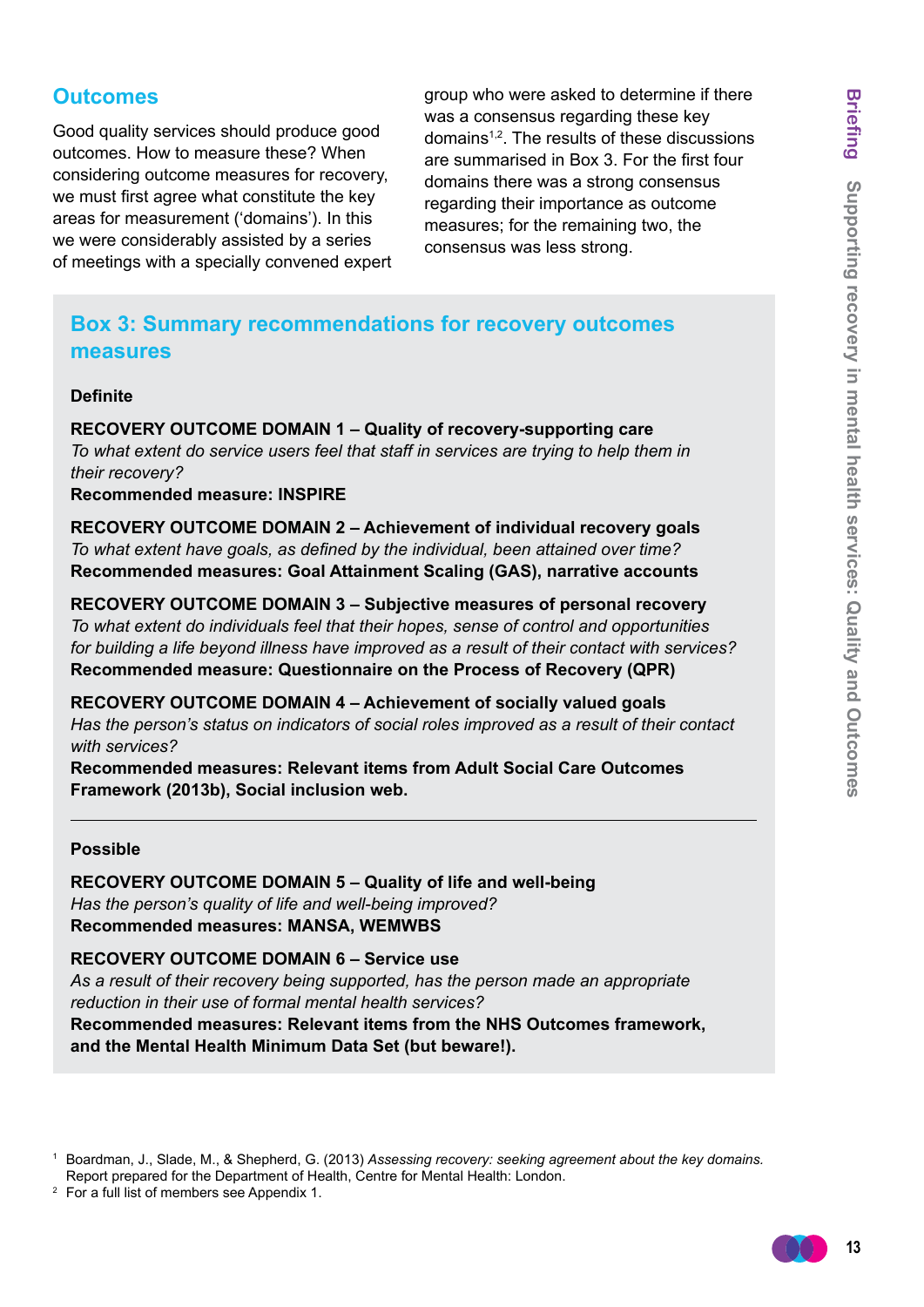## Outcomes

Good quality services should produce good outcomes. How to measure these? When considering outcome measures for recovery, we must first agree what constitute the key areas for measurement ('domains'). In this we were considerably assisted by a series of meetings with a specially convened expert group who were asked to determine if there was a consensus regarding these key domains[1,2]. The results of these discussions are summarised in Box 3. For the first four domains there was a strong consensus regarding their importance as outcome measures; for the remaining two, the consensus was less strong.

### Box 3: Summary recommendations for recovery outcomes measures

**Definite**

**RECOVERY OUTCOME DOMAIN 1 – Quality of recovery-supporting care**
*To what extent do service users feel that staff in services are trying to help them in their recovery?*
**Recommended measure: INSPIRE**

**RECOVERY OUTCOME DOMAIN 2 – Achievement of individual recovery goals**
*To what extent have goals, as defined by the individual, been attained over time?*
**Recommended measures: Goal Attainment Scaling (GAS), narrative accounts**

**RECOVERY OUTCOME DOMAIN 3 – Subjective measures of personal recovery**
*To what extent do individuals feel that their hopes, sense of control and opportunities for building a life beyond illness have improved as a result of their contact with services?*
**Recommended measure: Questionnaire on the Process of Recovery (QPR)**

**RECOVERY OUTCOME DOMAIN 4 – Achievement of socially valued goals**
*Has the person's status on indicators of social roles improved as a result of their contact with services?*
**Recommended measures: Relevant items from Adult Social Care Outcomes Framework (2013b), Social inclusion web.**

---

**Possible**

**RECOVERY OUTCOME DOMAIN 5 – Quality of life and well-being**
*Has the person's quality of life and well-being improved?*
**Recommended measures: MANSA, WEMWBS**

**RECOVERY OUTCOME DOMAIN 6 – Service use**
*As a result of their recovery being supported, has the person made an appropriate reduction in their use of formal mental health services?*
**Recommended measures: Relevant items from the NHS Outcomes framework, and the Mental Health Minimum Data Set (but beware!).**

---

[1] Boardman, J., Slade, M., & Shepherd, G. (2013) *Assessing recovery: seeking agreement about the key domains.* Report prepared for the Department of Health, Centre for Mental Health: London.

[2] For a full list of members see Appendix 1.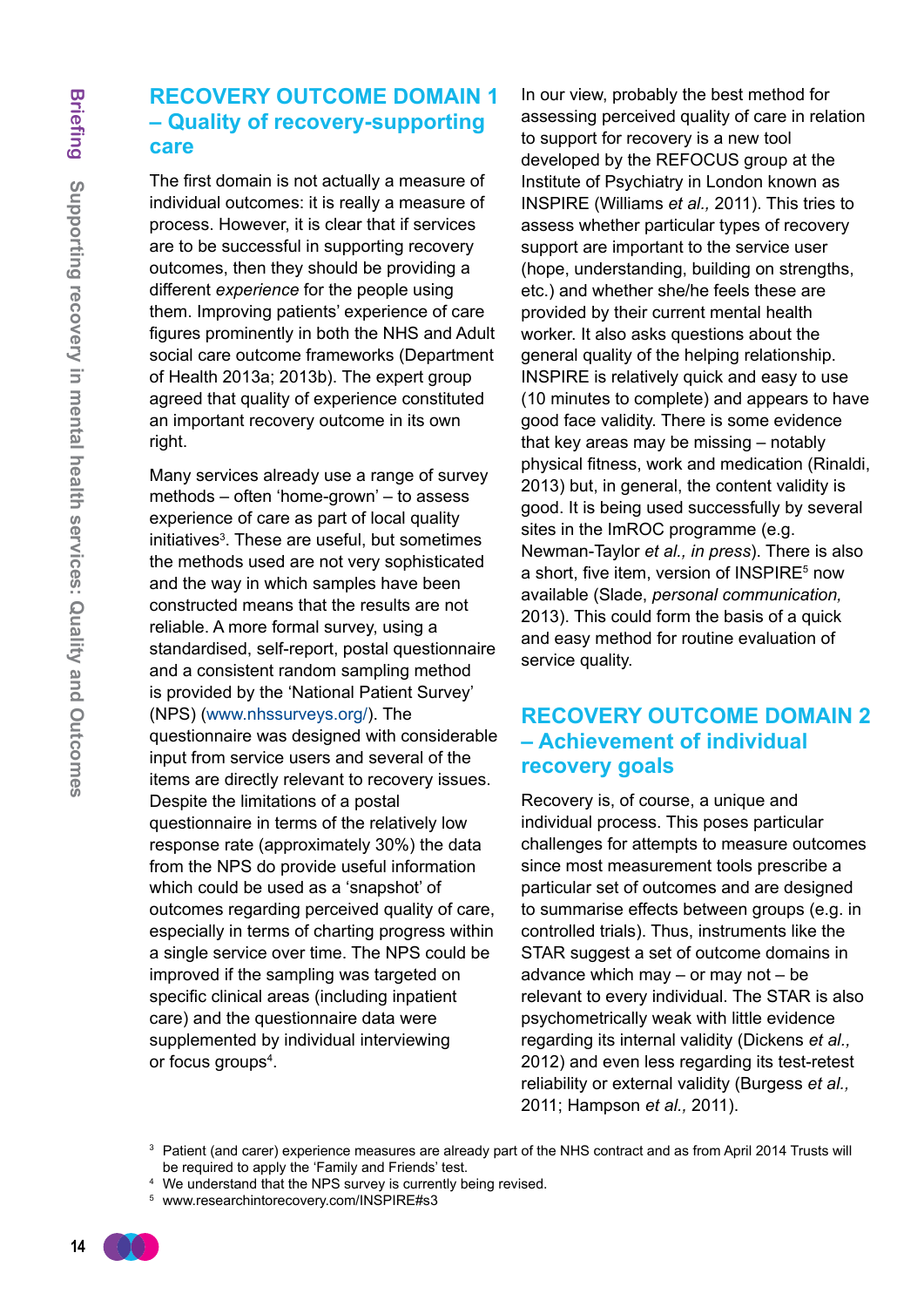## RECOVERY OUTCOME DOMAIN 1 – Quality of recovery-supporting care

The first domain is not actually a measure of individual outcomes: it is really a measure of process. However, it is clear that if services are to be successful in supporting recovery outcomes, then they should be providing a different *experience* for the people using them. Improving patients' experience of care figures prominently in both the NHS and Adult social care outcome frameworks (Department of Health 2013a; 2013b). The expert group agreed that quality of experience constituted an important recovery outcome in its own right.

Many services already use a range of survey methods – often 'home-grown' – to assess experience of care as part of local quality initiatives[3]. These are useful, but sometimes the methods used are not very sophisticated and the way in which samples have been constructed means that the results are not reliable. A more formal survey, using a standardised, self-report, postal questionnaire and a consistent random sampling method is provided by the 'National Patient Survey' (NPS) (www.nhssurveys.org/). The questionnaire was designed with considerable input from service users and several of the items are directly relevant to recovery issues. Despite the limitations of a postal questionnaire in terms of the relatively low response rate (approximately 30%) the data from the NPS do provide useful information which could be used as a 'snapshot' of outcomes regarding perceived quality of care, especially in terms of charting progress within a single service over time. The NPS could be improved if the sampling was targeted on specific clinical areas (including inpatient care) and the questionnaire data were supplemented by individual interviewing or focus groups[4].

In our view, probably the best method for assessing perceived quality of care in relation to support for recovery is a new tool developed by the REFOCUS group at the Institute of Psychiatry in London known as INSPIRE (Williams *et al.,* 2011). This tries to assess whether particular types of recovery support are important to the service user (hope, understanding, building on strengths, etc.) and whether she/he feels these are provided by their current mental health worker. It also asks questions about the general quality of the helping relationship. INSPIRE is relatively quick and easy to use (10 minutes to complete) and appears to have good face validity. There is some evidence that key areas may be missing – notably physical fitness, work and medication (Rinaldi, 2013) but, in general, the content validity is good. It is being used successfully by several sites in the ImROC programme (e.g. Newman-Taylor *et al., in press*). There is also a short, five item, version of INSPIRE[5] now available (Slade, *personal communication,* 2013). This could form the basis of a quick and easy method for routine evaluation of service quality.

## RECOVERY OUTCOME DOMAIN 2 – Achievement of individual recovery goals

Recovery is, of course, a unique and individual process. This poses particular challenges for attempts to measure outcomes since most measurement tools prescribe a particular set of outcomes and are designed to summarise effects between groups (e.g. in controlled trials). Thus, instruments like the STAR suggest a set of outcome domains in advance which may – or may not – be relevant to every individual. The STAR is also psychometrically weak with little evidence regarding its internal validity (Dickens *et al.,* 2012) and even less regarding its test-retest reliability or external validity (Burgess *et al.,* 2011; Hampson *et al.,* 2011).

---

[3] Patient (and carer) experience measures are already part of the NHS contract and as from April 2014 Trusts will be required to apply the 'Family and Friends' test.

[4] We understand that the NPS survey is currently being revised.

[5] www.researchintorecovery.com/INSPIRE#s3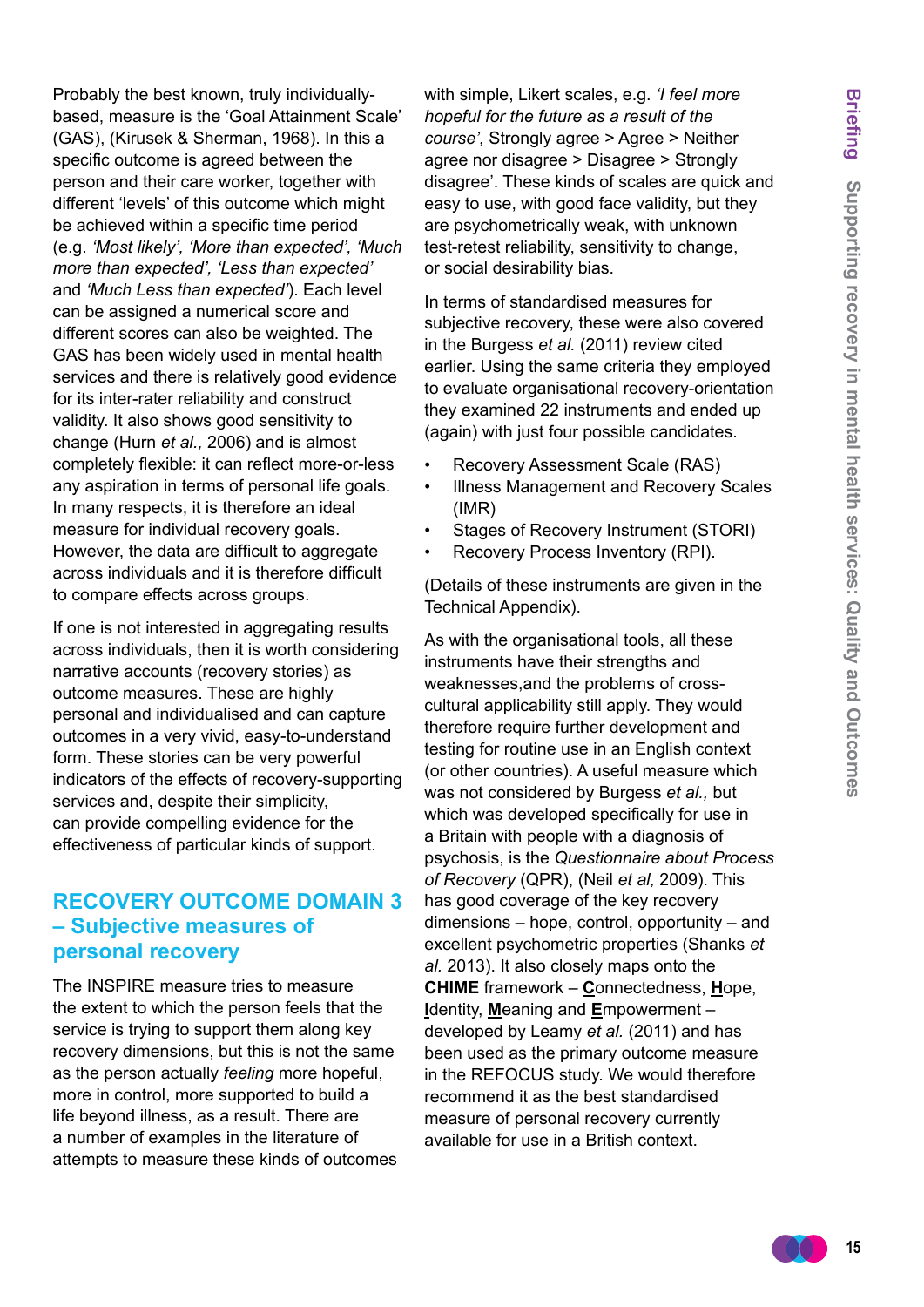Probably the best known, truly individually-based, measure is the 'Goal Attainment Scale' (GAS), (Kirusek & Sherman, 1968). In this a specific outcome is agreed between the person and their care worker, together with different 'levels' of this outcome which might be achieved within a specific time period (e.g. *'Most likely', 'More than expected', 'Much more than expected', 'Less than expected'* and *'Much Less than expected'*). Each level can be assigned a numerical score and different scores can also be weighted. The GAS has been widely used in mental health services and there is relatively good evidence for its inter-rater reliability and construct validity. It also shows good sensitivity to change (Hurn *et al.,* 2006) and is almost completely flexible: it can reflect more-or-less any aspiration in terms of personal life goals. In many respects, it is therefore an ideal measure for individual recovery goals. However, the data are difficult to aggregate across individuals and it is therefore difficult to compare effects across groups.

If one is not interested in aggregating results across individuals, then it is worth considering narrative accounts (recovery stories) as outcome measures. These are highly personal and individualised and can capture outcomes in a very vivid, easy-to-understand form. These stories can be very powerful indicators of the effects of recovery-supporting services and, despite their simplicity, can provide compelling evidence for the effectiveness of particular kinds of support.

## RECOVERY OUTCOME DOMAIN 3 – Subjective measures of personal recovery

The INSPIRE measure tries to measure the extent to which the person feels that the service is trying to support them along key recovery dimensions, but this is not the same as the person actually *feeling* more hopeful, more in control, more supported to build a life beyond illness, as a result. There are a number of examples in the literature of attempts to measure these kinds of outcomes with simple, Likert scales, e.g. *'I feel more hopeful for the future as a result of the course',* Strongly agree > Agree > Neither agree nor disagree > Disagree > Strongly disagree'. These kinds of scales are quick and easy to use, with good face validity, but they are psychometrically weak, with unknown test-retest reliability, sensitivity to change, or social desirability bias.

In terms of standardised measures for subjective recovery, these were also covered in the Burgess *et al.* (2011) review cited earlier. Using the same criteria they employed to evaluate organisational recovery-orientation they examined 22 instruments and ended up (again) with just four possible candidates.

- Recovery Assessment Scale (RAS)
- Illness Management and Recovery Scales (IMR)
- Stages of Recovery Instrument (STORI)
- Recovery Process Inventory (RPI).

(Details of these instruments are given in the Technical Appendix).

As with the organisational tools, all these instruments have their strengths and weaknesses,and the problems of cross-cultural applicability still apply. They would therefore require further development and testing for routine use in an English context (or other countries). A useful measure which was not considered by Burgess *et al.,* but which was developed specifically for use in a Britain with people with a diagnosis of psychosis, is the *Questionnaire about Process of Recovery* (QPR), (Neil *et al,* 2009). This has good coverage of the key recovery dimensions – hope, control, opportunity – and excellent psychometric properties (Shanks *et al.* 2013). It also closely maps onto the **CHIME** framework – **C**onnectedness, **H**ope, **I**dentity, **M**eaning and **E**mpowerment – developed by Leamy *et al.* (2011) and has been used as the primary outcome measure in the REFOCUS study. We would therefore recommend it as the best standardised measure of personal recovery currently available for use in a British context.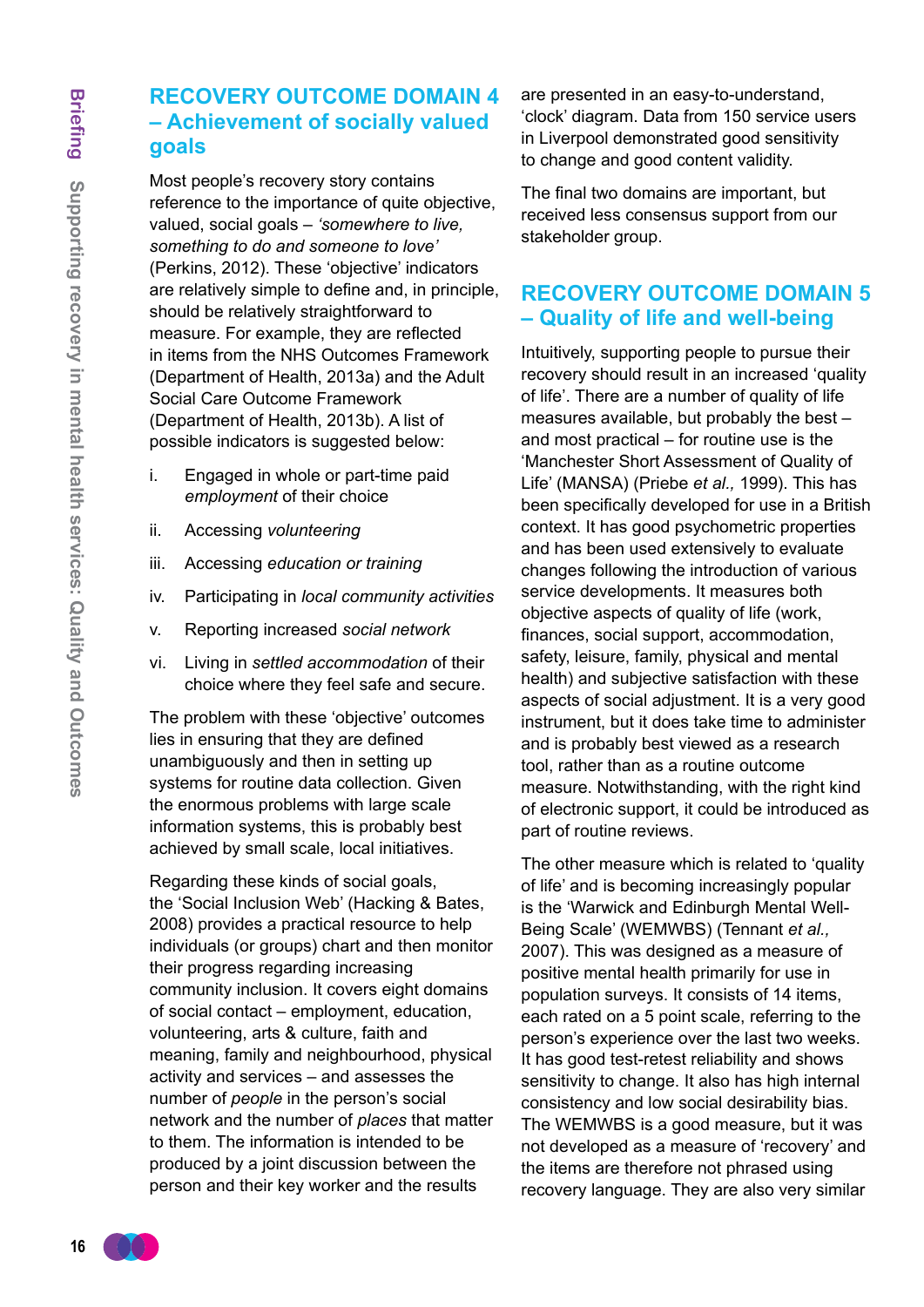## RECOVERY OUTCOME DOMAIN 4 – Achievement of socially valued goals

Most people's recovery story contains reference to the importance of quite objective, valued, social goals – *'somewhere to live, something to do and someone to love'* (Perkins, 2012). These 'objective' indicators are relatively simple to define and, in principle, should be relatively straightforward to measure. For example, they are reflected in items from the NHS Outcomes Framework (Department of Health, 2013a) and the Adult Social Care Outcome Framework (Department of Health, 2013b). A list of possible indicators is suggested below:

i. Engaged in whole or part-time paid *employment* of their choice

ii. Accessing *volunteering*

iii. Accessing *education or training*

iv. Participating in *local community activities*

v. Reporting increased *social network*

vi. Living in *settled accommodation* of their choice where they feel safe and secure.

The problem with these 'objective' outcomes lies in ensuring that they are defined unambiguously and then in setting up systems for routine data collection. Given the enormous problems with large scale information systems, this is probably best achieved by small scale, local initiatives.

Regarding these kinds of social goals, the 'Social Inclusion Web' (Hacking & Bates, 2008) provides a practical resource to help individuals (or groups) chart and then monitor their progress regarding increasing community inclusion. It covers eight domains of social contact – employment, education, volunteering, arts & culture, faith and meaning, family and neighbourhood, physical activity and services – and assesses the number of *people* in the person's social network and the number of *places* that matter to them. The information is intended to be produced by a joint discussion between the person and their key worker and the results are presented in an easy-to-understand, 'clock' diagram. Data from 150 service users in Liverpool demonstrated good sensitivity to change and good content validity.

The final two domains are important, but received less consensus support from our stakeholder group.

## RECOVERY OUTCOME DOMAIN 5 – Quality of life and well-being

Intuitively, supporting people to pursue their recovery should result in an increased 'quality of life'. There are a number of quality of life measures available, but probably the best – and most practical – for routine use is the 'Manchester Short Assessment of Quality of Life' (MANSA) (Priebe *et al.,* 1999). This has been specifically developed for use in a British context. It has good psychometric properties and has been used extensively to evaluate changes following the introduction of various service developments. It measures both objective aspects of quality of life (work, finances, social support, accommodation, safety, leisure, family, physical and mental health) and subjective satisfaction with these aspects of social adjustment. It is a very good instrument, but it does take time to administer and is probably best viewed as a research tool, rather than as a routine outcome measure. Notwithstanding, with the right kind of electronic support, it could be introduced as part of routine reviews.

The other measure which is related to 'quality of life' and is becoming increasingly popular is the 'Warwick and Edinburgh Mental Well-Being Scale' (WEMWBS) (Tennant *et al.,* 2007). This was designed as a measure of positive mental health primarily for use in population surveys. It consists of 14 items, each rated on a 5 point scale, referring to the person's experience over the last two weeks. It has good test-retest reliability and shows sensitivity to change. It also has high internal consistency and low social desirability bias. The WEMWBS is a good measure, but it was not developed as a measure of 'recovery' and the items are therefore not phrased using recovery language. They are also very similar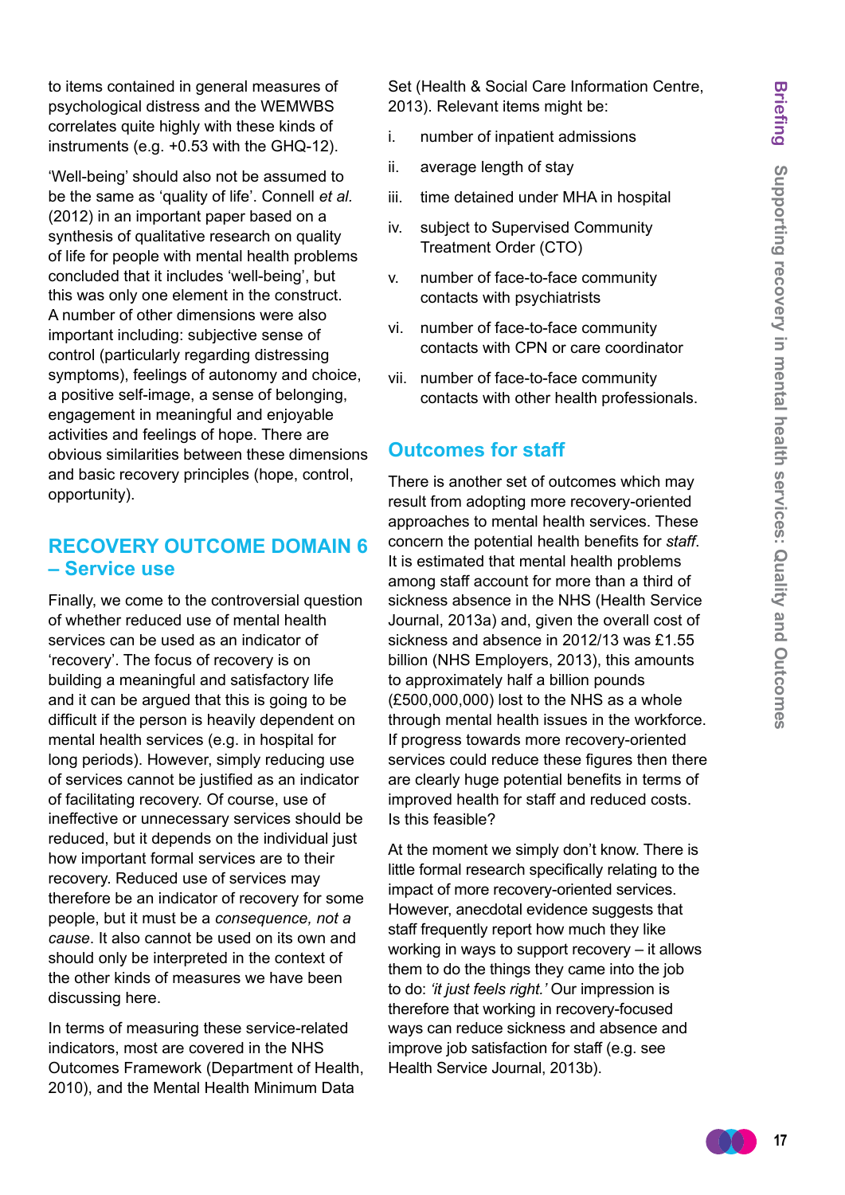to items contained in general measures of psychological distress and the WEMWBS correlates quite highly with these kinds of instruments (e.g. +0.53 with the GHQ-12).

'Well-being' should also not be assumed to be the same as 'quality of life'. Connell *et al.* (2012) in an important paper based on a synthesis of qualitative research on quality of life for people with mental health problems concluded that it includes 'well-being', but this was only one element in the construct. A number of other dimensions were also important including: subjective sense of control (particularly regarding distressing symptoms), feelings of autonomy and choice, a positive self-image, a sense of belonging, engagement in meaningful and enjoyable activities and feelings of hope. There are obvious similarities between these dimensions and basic recovery principles (hope, control, opportunity).

## RECOVERY OUTCOME DOMAIN 6 – Service use

Finally, we come to the controversial question of whether reduced use of mental health services can be used as an indicator of 'recovery'. The focus of recovery is on building a meaningful and satisfactory life and it can be argued that this is going to be difficult if the person is heavily dependent on mental health services (e.g. in hospital for long periods). However, simply reducing use of services cannot be justified as an indicator of facilitating recovery. Of course, use of ineffective or unnecessary services should be reduced, but it depends on the individual just how important formal services are to their recovery. Reduced use of services may therefore be an indicator of recovery for some people, but it must be a *consequence, not a cause*. It also cannot be used on its own and should only be interpreted in the context of the other kinds of measures we have been discussing here.

In terms of measuring these service-related indicators, most are covered in the NHS Outcomes Framework (Department of Health, 2010), and the Mental Health Minimum Data Set (Health & Social Care Information Centre, 2013). Relevant items might be:

i. number of inpatient admissions
ii. average length of stay
iii. time detained under MHA in hospital
iv. subject to Supervised Community Treatment Order (CTO)
v. number of face-to-face community contacts with psychiatrists
vi. number of face-to-face community contacts with CPN or care coordinator
vii. number of face-to-face community contacts with other health professionals.

## Outcomes for staff

There is another set of outcomes which may result from adopting more recovery-oriented approaches to mental health services. These concern the potential health benefits for *staff*. It is estimated that mental health problems among staff account for more than a third of sickness absence in the NHS (Health Service Journal, 2013a) and, given the overall cost of sickness and absence in 2012/13 was £1.55 billion (NHS Employers, 2013), this amounts to approximately half a billion pounds (£500,000,000) lost to the NHS as a whole through mental health issues in the workforce. If progress towards more recovery-oriented services could reduce these figures then there are clearly huge potential benefits in terms of improved health for staff and reduced costs. Is this feasible?

At the moment we simply don't know. There is little formal research specifically relating to the impact of more recovery-oriented services. However, anecdotal evidence suggests that staff frequently report how much they like working in ways to support recovery – it allows them to do the things they came into the job to do: *'it just feels right.'* Our impression is therefore that working in recovery-focused ways can reduce sickness and absence and improve job satisfaction for staff (e.g. see Health Service Journal, 2013b).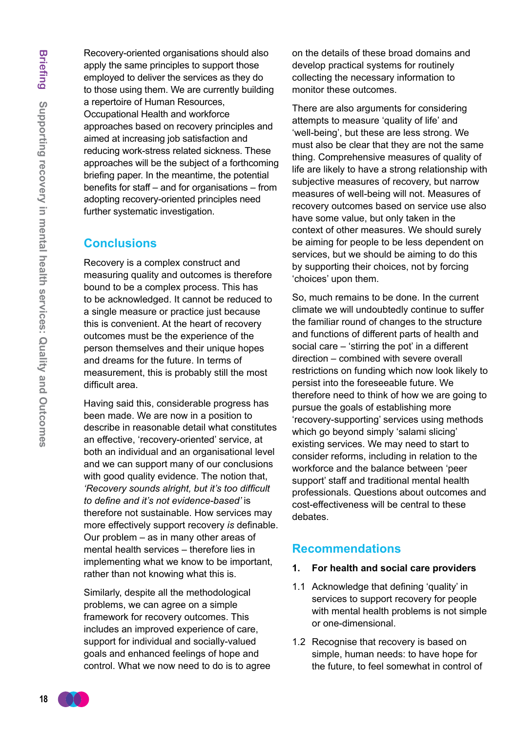Recovery-oriented organisations should also apply the same principles to support those employed to deliver the services as they do to those using them. We are currently building a repertoire of Human Resources, Occupational Health and workforce approaches based on recovery principles and aimed at increasing job satisfaction and reducing work-stress related sickness. These approaches will be the subject of a forthcoming briefing paper. In the meantime, the potential benefits for staff – and for organisations – from adopting recovery-oriented principles need further systematic investigation.

## Conclusions

Recovery is a complex construct and measuring quality and outcomes is therefore bound to be a complex process. This has to be acknowledged. It cannot be reduced to a single measure or practice just because this is convenient. At the heart of recovery outcomes must be the experience of the person themselves and their unique hopes and dreams for the future. In terms of measurement, this is probably still the most difficult area.

Having said this, considerable progress has been made. We are now in a position to describe in reasonable detail what constitutes an effective, 'recovery-oriented' service, at both an individual and an organisational level and we can support many of our conclusions with good quality evidence. The notion that, *'Recovery sounds alright, but it's too difficult to define and it's not evidence-based'* is therefore not sustainable. How services may more effectively support recovery *is* definable. Our problem – as in many other areas of mental health services – therefore lies in implementing what we know to be important, rather than not knowing what this is.

Similarly, despite all the methodological problems, we can agree on a simple framework for recovery outcomes. This includes an improved experience of care, support for individual and socially-valued goals and enhanced feelings of hope and control. What we now need to do is to agree on the details of these broad domains and develop practical systems for routinely collecting the necessary information to monitor these outcomes.

There are also arguments for considering attempts to measure 'quality of life' and 'well-being', but these are less strong. We must also be clear that they are not the same thing. Comprehensive measures of quality of life are likely to have a strong relationship with subjective measures of recovery, but narrow measures of well-being will not. Measures of recovery outcomes based on service use also have some value, but only taken in the context of other measures. We should surely be aiming for people to be less dependent on services, but we should be aiming to do this by supporting their choices, not by forcing 'choices' upon them.

So, much remains to be done. In the current climate we will undoubtedly continue to suffer the familiar round of changes to the structure and functions of different parts of health and social care – 'stirring the pot' in a different direction – combined with severe overall restrictions on funding which now look likely to persist into the foreseeable future. We therefore need to think of how we are going to pursue the goals of establishing more 'recovery-supporting' services using methods which go beyond simply 'salami slicing' existing services. We may need to start to consider reforms, including in relation to the workforce and the balance between 'peer support' staff and traditional mental health professionals. Questions about outcomes and cost-effectiveness will be central to these debates.

## Recommendations

**1. For health and social care providers**

1.1 Acknowledge that defining 'quality' in services to support recovery for people with mental health problems is not simple or one-dimensional.

1.2 Recognise that recovery is based on simple, human needs: to have hope for the future, to feel somewhat in control of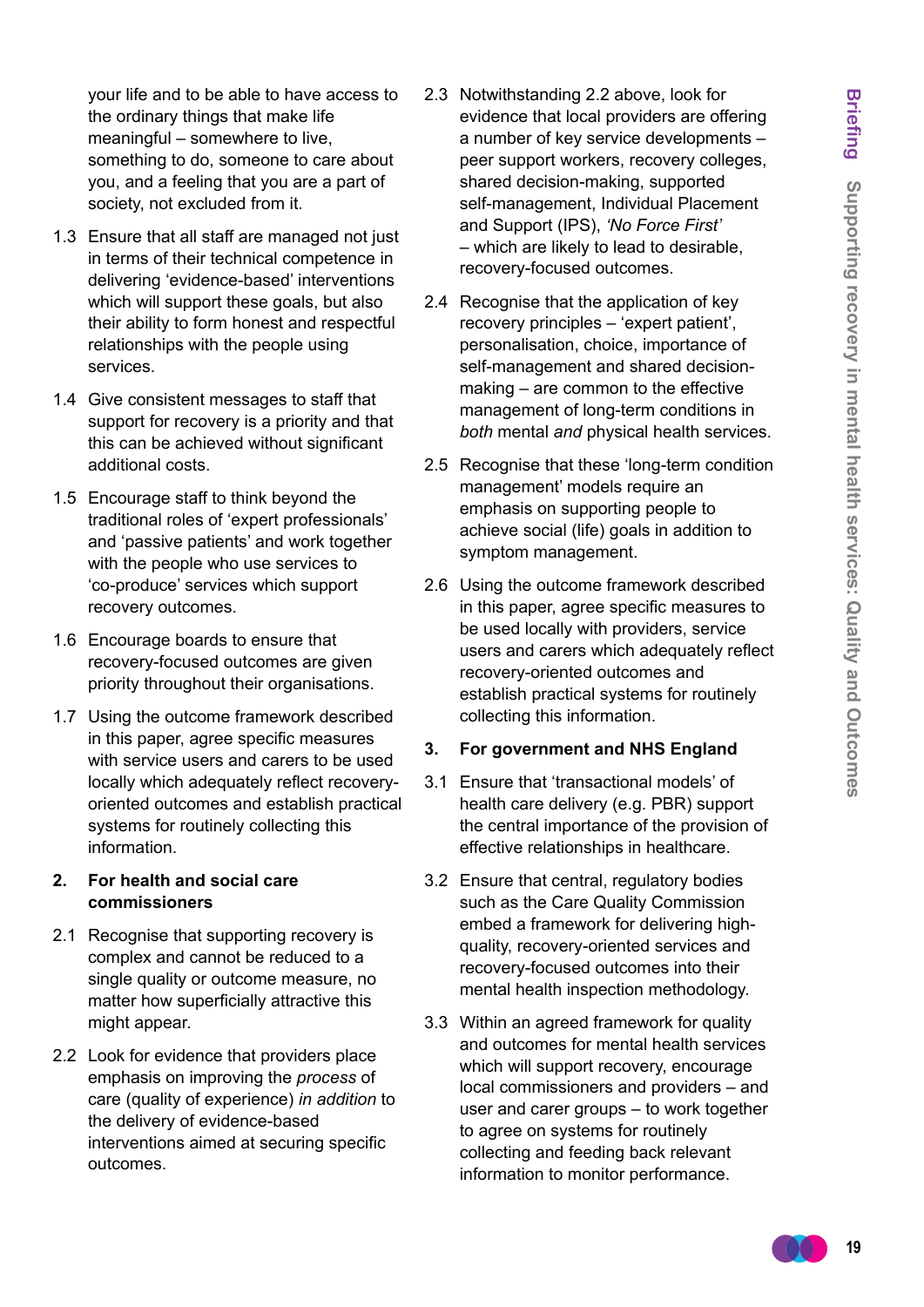your life and to be able to have access to the ordinary things that make life meaningful – somewhere to live, something to do, someone to care about you, and a feeling that you are a part of society, not excluded from it.

1.3 Ensure that all staff are managed not just in terms of their technical competence in delivering 'evidence-based' interventions which will support these goals, but also their ability to form honest and respectful relationships with the people using services.

1.4 Give consistent messages to staff that support for recovery is a priority and that this can be achieved without significant additional costs.

1.5 Encourage staff to think beyond the traditional roles of 'expert professionals' and 'passive patients' and work together with the people who use services to 'co-produce' services which support recovery outcomes.

1.6 Encourage boards to ensure that recovery-focused outcomes are given priority throughout their organisations.

1.7 Using the outcome framework described in this paper, agree specific measures with service users and carers to be used locally which adequately reflect recovery-oriented outcomes and establish practical systems for routinely collecting this information.

**2. For health and social care commissioners**

2.1 Recognise that supporting recovery is complex and cannot be reduced to a single quality or outcome measure, no matter how superficially attractive this might appear.

2.2 Look for evidence that providers place emphasis on improving the *process* of care (quality of experience) *in addition* to the delivery of evidence-based interventions aimed at securing specific outcomes.

2.3 Notwithstanding 2.2 above, look for evidence that local providers are offering a number of key service developments – peer support workers, recovery colleges, shared decision-making, supported self-management, Individual Placement and Support (IPS), *'No Force First'* – which are likely to lead to desirable, recovery-focused outcomes.

2.4 Recognise that the application of key recovery principles – 'expert patient', personalisation, choice, importance of self-management and shared decision-making – are common to the effective management of long-term conditions in *both* mental *and* physical health services.

2.5 Recognise that these 'long-term condition management' models require an emphasis on supporting people to achieve social (life) goals in addition to symptom management.

2.6 Using the outcome framework described in this paper, agree specific measures to be used locally with providers, service users and carers which adequately reflect recovery-oriented outcomes and establish practical systems for routinely collecting this information.

**3. For government and NHS England**

3.1 Ensure that 'transactional models' of health care delivery (e.g. PBR) support the central importance of the provision of effective relationships in healthcare.

3.2 Ensure that central, regulatory bodies such as the Care Quality Commission embed a framework for delivering high-quality, recovery-oriented services and recovery-focused outcomes into their mental health inspection methodology.

3.3 Within an agreed framework for quality and outcomes for mental health services which will support recovery, encourage local commissioners and providers – and user and carer groups – to work together to agree on systems for routinely collecting and feeding back relevant information to monitor performance.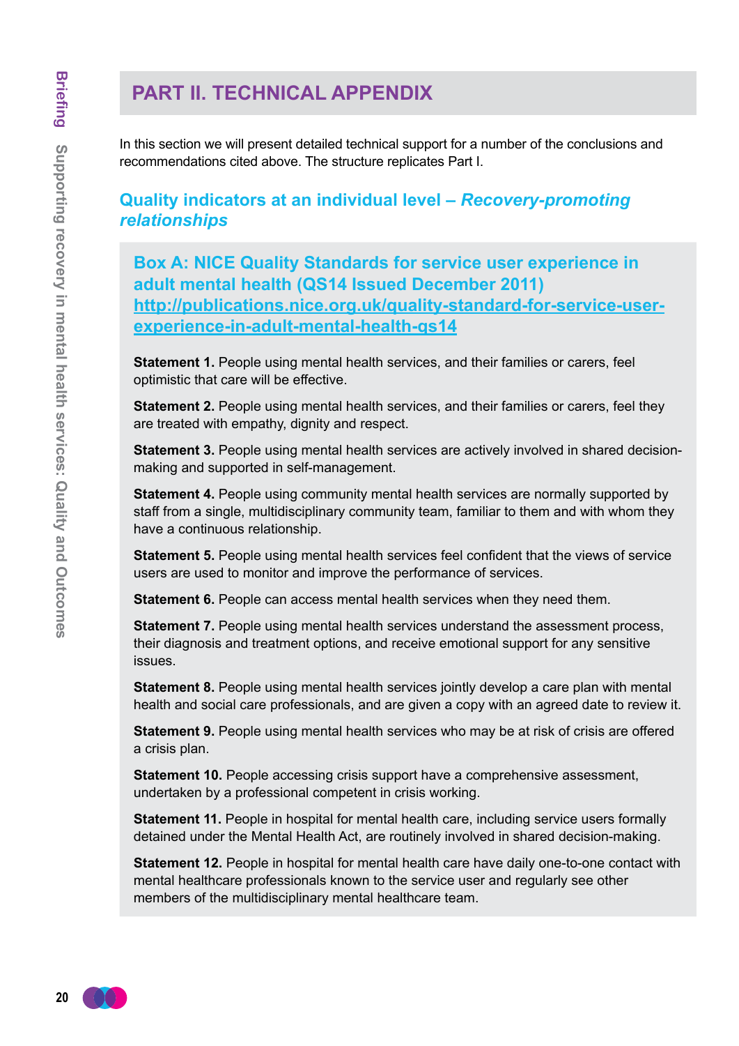# PART II. TECHNICAL APPENDIX

In this section we will present detailed technical support for a number of the conclusions and recommendations cited above. The structure replicates Part I.

## Quality indicators at an individual level – *Recovery-promoting relationships*

### Box A: NICE Quality Standards for service user experience in adult mental health (QS14 Issued December 2011) http://publications.nice.org.uk/quality-standard-for-service-user-experience-in-adult-mental-health-qs14

**Statement 1.** People using mental health services, and their families or carers, feel optimistic that care will be effective.

**Statement 2.** People using mental health services, and their families or carers, feel they are treated with empathy, dignity and respect.

**Statement 3.** People using mental health services are actively involved in shared decision-making and supported in self-management.

**Statement 4.** People using community mental health services are normally supported by staff from a single, multidisciplinary community team, familiar to them and with whom they have a continuous relationship.

**Statement 5.** People using mental health services feel confident that the views of service users are used to monitor and improve the performance of services.

**Statement 6.** People can access mental health services when they need them.

**Statement 7.** People using mental health services understand the assessment process, their diagnosis and treatment options, and receive emotional support for any sensitive issues.

**Statement 8.** People using mental health services jointly develop a care plan with mental health and social care professionals, and are given a copy with an agreed date to review it.

**Statement 9.** People using mental health services who may be at risk of crisis are offered a crisis plan.

**Statement 10.** People accessing crisis support have a comprehensive assessment, undertaken by a professional competent in crisis working.

**Statement 11.** People in hospital for mental health care, including service users formally detained under the Mental Health Act, are routinely involved in shared decision-making.

**Statement 12.** People in hospital for mental health care have daily one-to-one contact with mental healthcare professionals known to the service user and regularly see other members of the multidisciplinary mental healthcare team.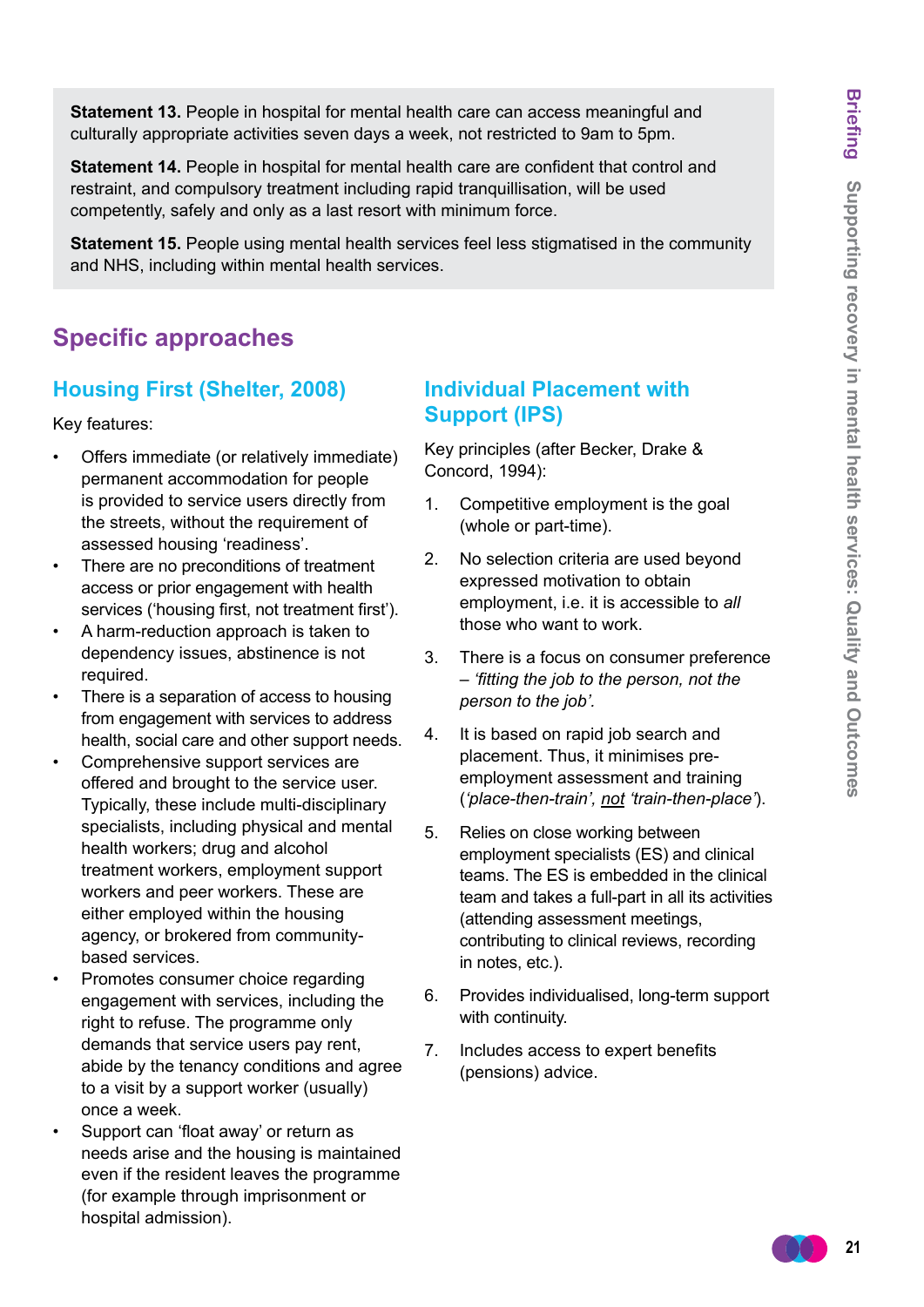**Statement 13.** People in hospital for mental health care can access meaningful and culturally appropriate activities seven days a week, not restricted to 9am to 5pm.

**Statement 14.** People in hospital for mental health care are confident that control and restraint, and compulsory treatment including rapid tranquillisation, will be used competently, safely and only as a last resort with minimum force.

**Statement 15.** People using mental health services feel less stigmatised in the community and NHS, including within mental health services.

## Specific approaches

### Housing First (Shelter, 2008)

Key features:

- Offers immediate (or relatively immediate) permanent accommodation for people is provided to service users directly from the streets, without the requirement of assessed housing 'readiness'.
- There are no preconditions of treatment access or prior engagement with health services ('housing first, not treatment first').
- A harm-reduction approach is taken to dependency issues, abstinence is not required.
- There is a separation of access to housing from engagement with services to address health, social care and other support needs.
- Comprehensive support services are offered and brought to the service user. Typically, these include multi-disciplinary specialists, including physical and mental health workers; drug and alcohol treatment workers, employment support workers and peer workers. These are either employed within the housing agency, or brokered from community-based services.
- Promotes consumer choice regarding engagement with services, including the right to refuse. The programme only demands that service users pay rent, abide by the tenancy conditions and agree to a visit by a support worker (usually) once a week.
- Support can 'float away' or return as needs arise and the housing is maintained even if the resident leaves the programme (for example through imprisonment or hospital admission).

### Individual Placement with Support (IPS)

Key principles (after Becker, Drake & Concord, 1994):

1. Competitive employment is the goal (whole or part-time).
2. No selection criteria are used beyond expressed motivation to obtain employment, i.e. it is accessible to *all* those who want to work.
3. There is a focus on consumer preference – *'fitting the job to the person, not the person to the job'*.
4. It is based on rapid job search and placement. Thus, it minimises pre-employment assessment and training (*'place-then-train'*, *not* *'train-then-place'*).
5. Relies on close working between employment specialists (ES) and clinical teams. The ES is embedded in the clinical team and takes a full-part in all its activities (attending assessment meetings, contributing to clinical reviews, recording in notes, etc.).
6. Provides individualised, long-term support with continuity.
7. Includes access to expert benefits (pensions) advice.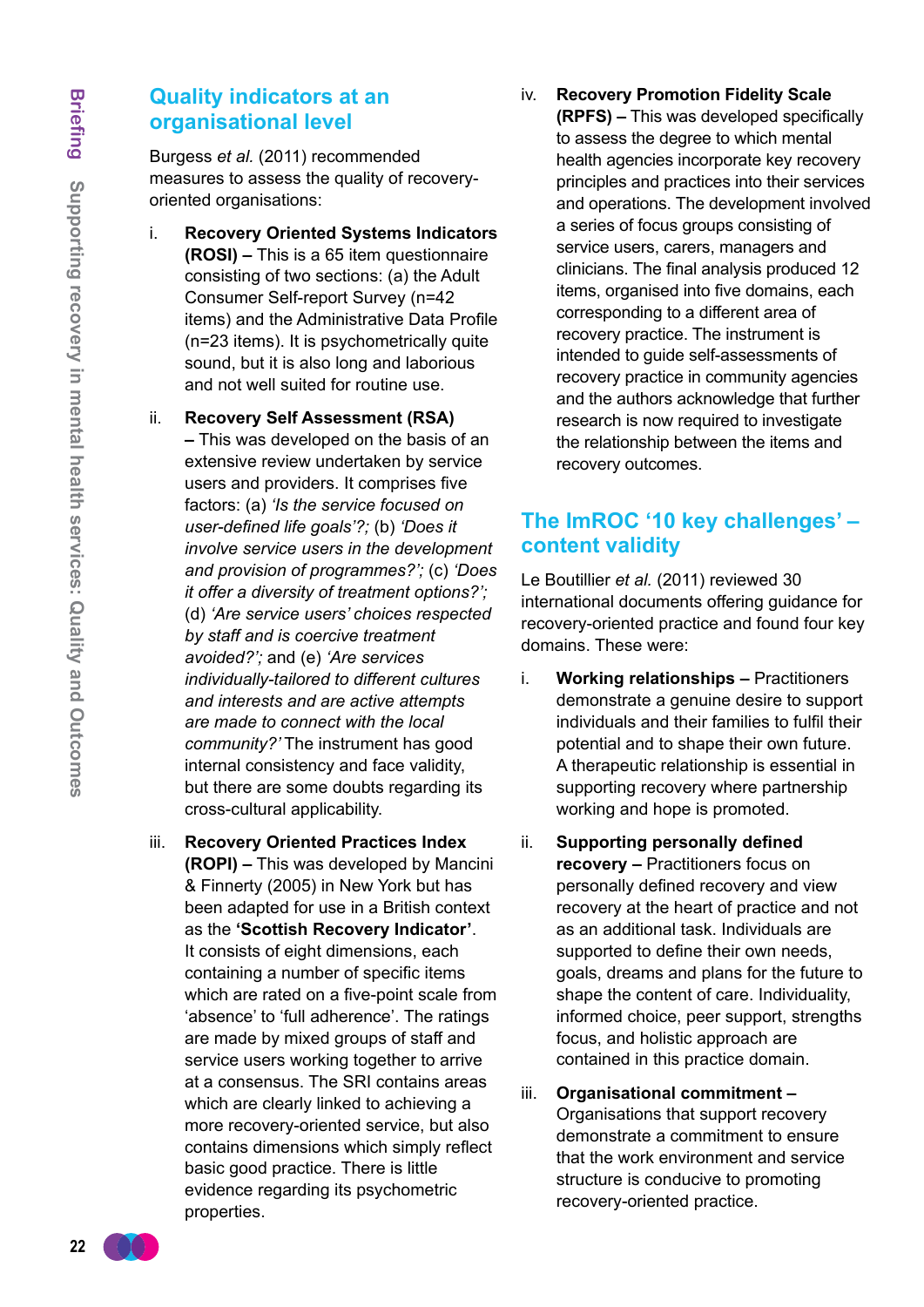## Quality indicators at an organisational level

Burgess *et al.* (2011) recommended measures to assess the quality of recovery-oriented organisations:

i. **Recovery Oriented Systems Indicators (ROSI) –** This is a 65 item questionnaire consisting of two sections: (a) the Adult Consumer Self-report Survey (n=42 items) and the Administrative Data Profile (n=23 items). It is psychometrically quite sound, but it is also long and laborious and not well suited for routine use.

ii. **Recovery Self Assessment (RSA) –** This was developed on the basis of an extensive review undertaken by service users and providers. It comprises five factors: (a) *'Is the service focused on user-defined life goals'?;* (b) *'Does it involve service users in the development and provision of programmes?';* (c) *'Does it offer a diversity of treatment options?';* (d) *'Are service users' choices respected by staff and is coercive treatment avoided?';* and (e) *'Are services individually-tailored to different cultures and interests and are active attempts are made to connect with the local community?'* The instrument has good internal consistency and face validity, but there are some doubts regarding its cross-cultural applicability.

iii. **Recovery Oriented Practices Index (ROPI) –** This was developed by Mancini & Finnerty (2005) in New York but has been adapted for use in a British context as the **'Scottish Recovery Indicator'**. It consists of eight dimensions, each containing a number of specific items which are rated on a five-point scale from 'absence' to 'full adherence'. The ratings are made by mixed groups of staff and service users working together to arrive at a consensus. The SRI contains areas which are clearly linked to achieving a more recovery-oriented service, but also contains dimensions which simply reflect basic good practice. There is little evidence regarding its psychometric properties.

iv. **Recovery Promotion Fidelity Scale (RPFS) –** This was developed specifically to assess the degree to which mental health agencies incorporate key recovery principles and practices into their services and operations. The development involved a series of focus groups consisting of service users, carers, managers and clinicians. The final analysis produced 12 items, organised into five domains, each corresponding to a different area of recovery practice. The instrument is intended to guide self-assessments of recovery practice in community agencies and the authors acknowledge that further research is now required to investigate the relationship between the items and recovery outcomes.

## The ImROC '10 key challenges' – content validity

Le Boutillier *et al.* (2011) reviewed 30 international documents offering guidance for recovery-oriented practice and found four key domains. These were:

i. **Working relationships –** Practitioners demonstrate a genuine desire to support individuals and their families to fulfil their potential and to shape their own future. A therapeutic relationship is essential in supporting recovery where partnership working and hope is promoted.

ii. **Supporting personally defined recovery –** Practitioners focus on personally defined recovery and view recovery at the heart of practice and not as an additional task. Individuals are supported to define their own needs, goals, dreams and plans for the future to shape the content of care. Individuality, informed choice, peer support, strengths focus, and holistic approach are contained in this practice domain.

iii. **Organisational commitment –** Organisations that support recovery demonstrate a commitment to ensure that the work environment and service structure is conducive to promoting recovery-oriented practice.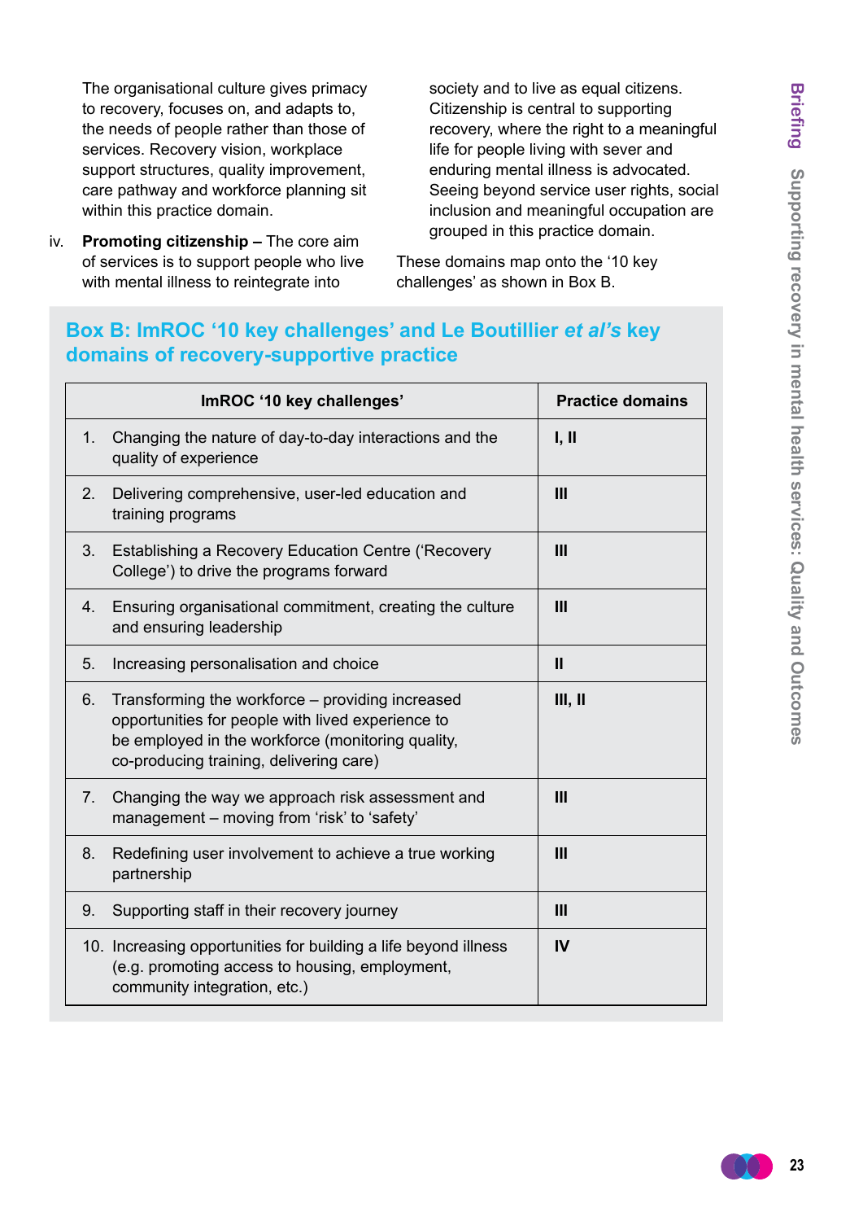The organisational culture gives primacy to recovery, focuses on, and adapts to, the needs of people rather than those of services. Recovery vision, workplace support structures, quality improvement, care pathway and workforce planning sit within this practice domain.

iv. **Promoting citizenship –** The core aim of services is to support people who live with mental illness to reintegrate into society and to live as equal citizens. Citizenship is central to supporting recovery, where the right to a meaningful life for people living with sever and enduring mental illness is advocated. Seeing beyond service user rights, social inclusion and meaningful occupation are grouped in this practice domain.

These domains map onto the '10 key challenges' as shown in Box B.

### Box B: ImROC '10 key challenges' and Le Boutillier *et al's* key domains of recovery-supportive practice

| ImROC '10 key challenges' | Practice domains |
|---|---|
| 1. Changing the nature of day-to-day interactions and the quality of experience | **I, II** |
| 2. Delivering comprehensive, user-led education and training programs | **III** |
| 3. Establishing a Recovery Education Centre ('Recovery College') to drive the programs forward | **III** |
| 4. Ensuring organisational commitment, creating the culture and ensuring leadership | **III** |
| 5. Increasing personalisation and choice | **II** |
| 6. Transforming the workforce – providing increased opportunities for people with lived experience to be employed in the workforce (monitoring quality, co-producing training, delivering care) | **III, II** |
| 7. Changing the way we approach risk assessment and management – moving from 'risk' to 'safety' | **III** |
| 8. Redefining user involvement to achieve a true working partnership | **III** |
| 9. Supporting staff in their recovery journey | **III** |
| 10. Increasing opportunities for building a life beyond illness (e.g. promoting access to housing, employment, community integration, etc.) | **IV** |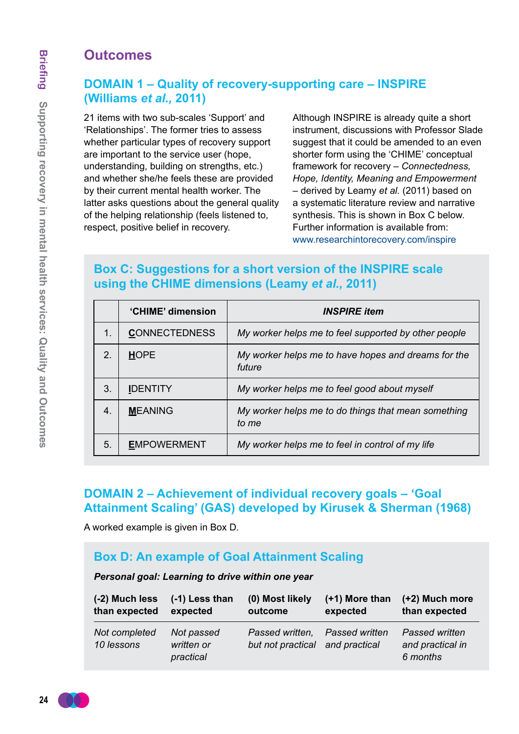## Outcomes

### DOMAIN 1 – Quality of recovery-supporting care – INSPIRE (Williams *et al.*, 2011)

21 items with two sub-scales 'Support' and 'Relationships'. The former tries to assess whether particular types of recovery support are important to the service user (hope, understanding, building on strengths, etc.) and whether she/he feels these are provided by their current mental health worker. The latter asks questions about the general quality of the helping relationship (feels listened to, respect, positive belief in recovery.

Although INSPIRE is already quite a short instrument, discussions with Professor Slade suggest that it could be amended to an even shorter form using the 'CHIME' conceptual framework for recovery – *Connectedness, Hope, Identity, Meaning and Empowerment* – derived by Leamy *et al.* (2011) based on a systematic literature review and narrative synthesis. This is shown in Box C below. Further information is available from: www.researchintorecovery.com/inspire

### Box C: Suggestions for a short version of the INSPIRE scale using the CHIME dimensions (Leamy *et al.*, 2011)

| | 'CHIME' dimension | *INSPIRE item* |
|---|---|---|
| 1. | CONNECTEDNESS | *My worker helps me to feel supported by other people* |
| 2. | HOPE | *My worker helps me to have hopes and dreams for the future* |
| 3. | IDENTITY | *My worker helps me to feel good about myself* |
| 4. | MEANING | *My worker helps me to do things that mean something to me* |
| 5. | EMPOWERMENT | *My worker helps me to feel in control of my life* |

### DOMAIN 2 – Achievement of individual recovery goals – 'Goal Attainment Scaling' (GAS) developed by Kirusek & Sherman (1968)

A worked example is given in Box D.

### Box D: An example of Goal Attainment Scaling

***Personal goal: Learning to drive within one year***

| (-2) Much less than expected | (-1) Less than expected | (0) Most likely outcome | (+1) More than expected | (+2) Much more than expected |
|---|---|---|---|---|
| *Not completed 10 lessons* | *Not passed written or practical* | *Passed written, but not practical* | *Passed written and practical* | *Passed written and practical in 6 months* |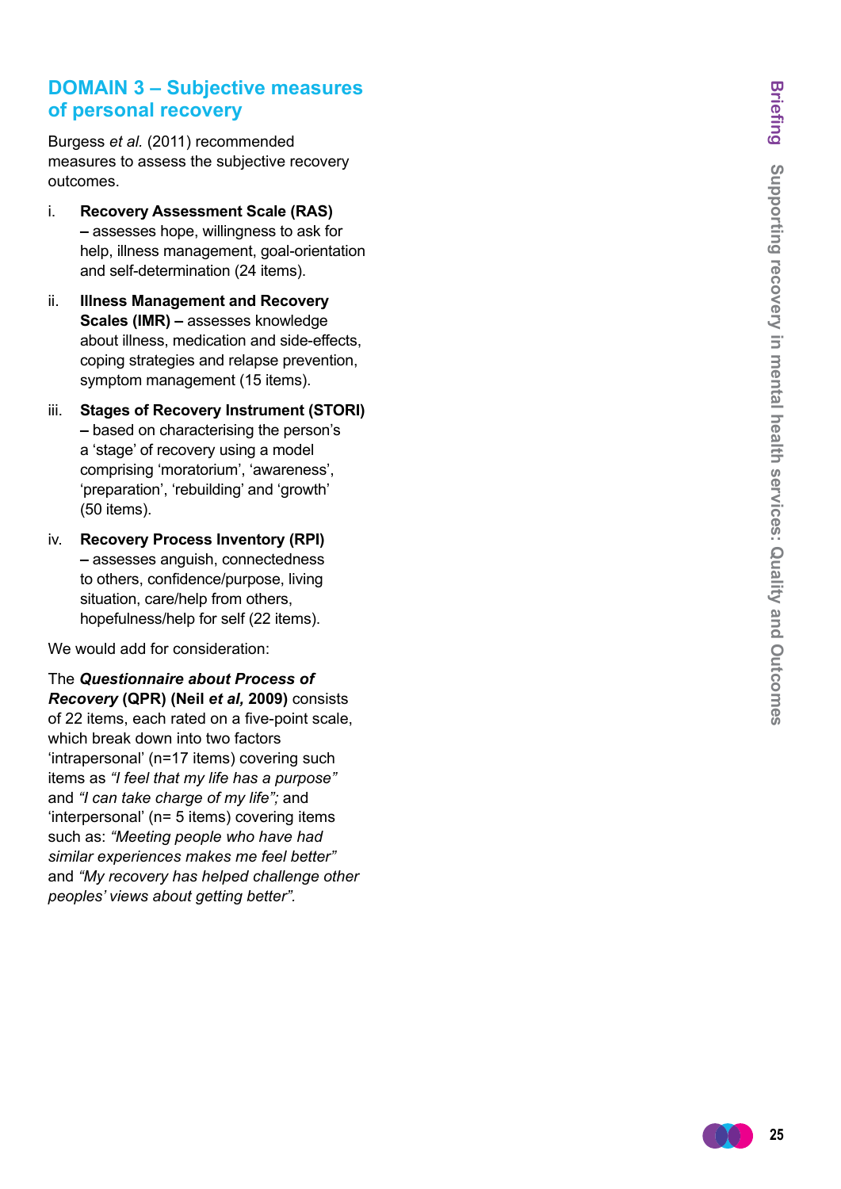## DOMAIN 3 – Subjective measures of personal recovery

Burgess *et al.* (2011) recommended measures to assess the subjective recovery outcomes.

i. **Recovery Assessment Scale (RAS)** – assesses hope, willingness to ask for help, illness management, goal-orientation and self-determination (24 items).

ii. **Illness Management and Recovery Scales (IMR) –** assesses knowledge about illness, medication and side-effects, coping strategies and relapse prevention, symptom management (15 items).

iii. **Stages of Recovery Instrument (STORI)** – based on characterising the person's a 'stage' of recovery using a model comprising 'moratorium', 'awareness', 'preparation', 'rebuilding' and 'growth' (50 items).

iv. **Recovery Process Inventory (RPI)** – assesses anguish, connectedness to others, confidence/purpose, living situation, care/help from others, hopefulness/help for self (22 items).

We would add for consideration:

The ***Questionnaire about Process of Recovery*** **(QPR) (Neil *et al,* 2009)** consists of 22 items, each rated on a five-point scale, which break down into two factors 'intrapersonal' (n=17 items) covering such items as *"I feel that my life has a purpose"* and *"I can take charge of my life";* and 'interpersonal' (n= 5 items) covering items such as: *"Meeting people who have had similar experiences makes me feel better"* and *"My recovery has helped challenge other peoples' views about getting better".*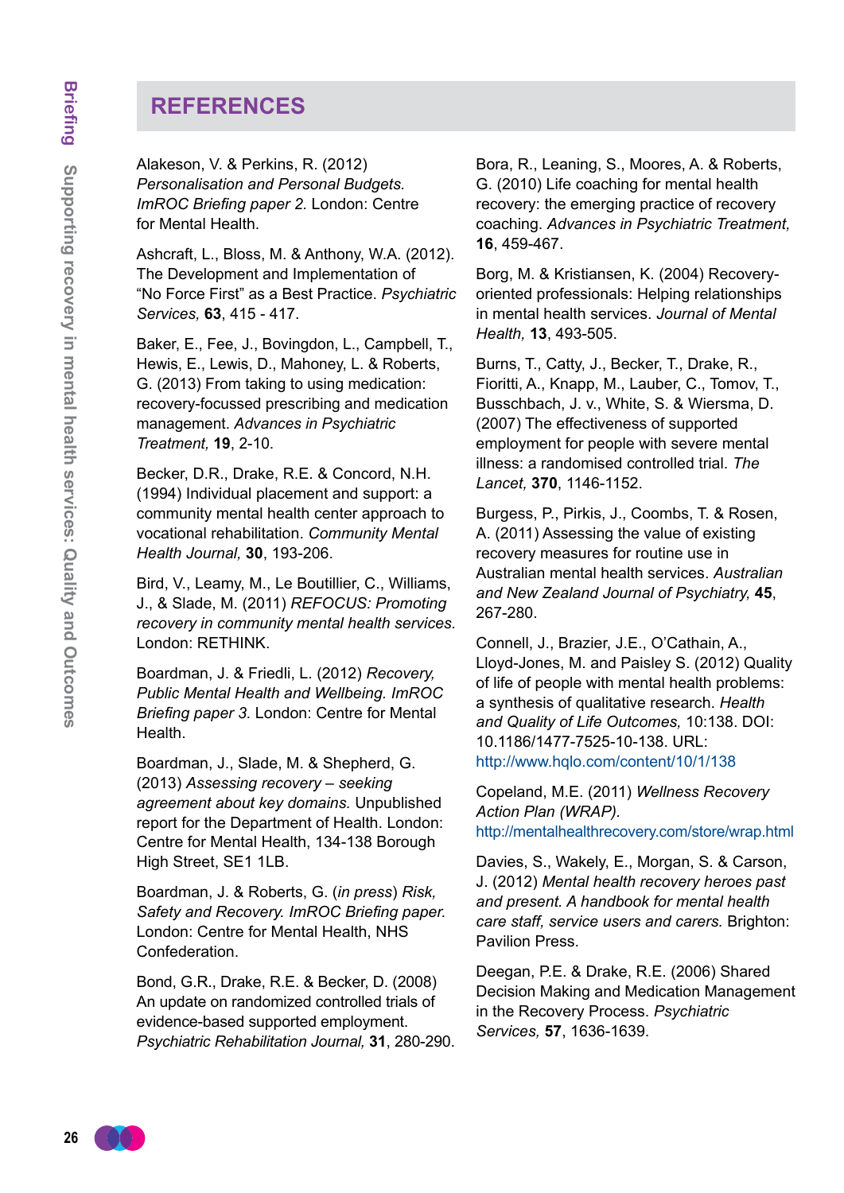## REFERENCES

Alakeson, V. & Perkins, R. (2012) *Personalisation and Personal Budgets. ImROC Briefing paper 2.* London: Centre for Mental Health.

Ashcraft, L., Bloss, M. & Anthony, W.A. (2012). The Development and Implementation of "No Force First" as a Best Practice. *Psychiatric Services,* **63**, 415 - 417.

Baker, E., Fee, J., Bovingdon, L., Campbell, T., Hewis, E., Lewis, D., Mahoney, L. & Roberts, G. (2013) From taking to using medication: recovery-focussed prescribing and medication management. *Advances in Psychiatric Treatment,* **19**, 2-10.

Becker, D.R., Drake, R.E. & Concord, N.H. (1994) Individual placement and support: a community mental health center approach to vocational rehabilitation. *Community Mental Health Journal,* **30**, 193-206.

Bird, V., Leamy, M., Le Boutillier, C., Williams, J., & Slade, M. (2011) *REFOCUS: Promoting recovery in community mental health services.* London: RETHINK.

Boardman, J. & Friedli, L. (2012) *Recovery, Public Mental Health and Wellbeing. ImROC Briefing paper 3.* London: Centre for Mental Health.

Boardman, J., Slade, M. & Shepherd, G. (2013) *Assessing recovery – seeking agreement about key domains.* Unpublished report for the Department of Health. London: Centre for Mental Health, 134-138 Borough High Street, SE1 1LB.

Boardman, J. & Roberts, G. (*in press*) *Risk, Safety and Recovery. ImROC Briefing paper.* London: Centre for Mental Health, NHS Confederation.

Bond, G.R., Drake, R.E. & Becker, D. (2008) An update on randomized controlled trials of evidence-based supported employment. *Psychiatric Rehabilitation Journal,* **31**, 280-290.

Bora, R., Leaning, S., Moores, A. & Roberts, G. (2010) Life coaching for mental health recovery: the emerging practice of recovery coaching. *Advances in Psychiatric Treatment,* **16**, 459-467.

Borg, M. & Kristiansen, K. (2004) Recovery-oriented professionals: Helping relationships in mental health services. *Journal of Mental Health,* **13**, 493-505.

Burns, T., Catty, J., Becker, T., Drake, R., Fioritti, A., Knapp, M., Lauber, C., Tomov, T., Busschbach, J. v., White, S. & Wiersma, D. (2007) The effectiveness of supported employment for people with severe mental illness: a randomised controlled trial. *The Lancet,* **370**, 1146-1152.

Burgess, P., Pirkis, J., Coombs, T. & Rosen, A. (2011) Assessing the value of existing recovery measures for routine use in Australian mental health services. *Australian and New Zealand Journal of Psychiatry,* **45**, 267-280.

Connell, J., Brazier, J.E., O'Cathain, A., Lloyd-Jones, M. and Paisley S. (2012) Quality of life of people with mental health problems: a synthesis of qualitative research. *Health and Quality of Life Outcomes,* 10:138. DOI: 10.1186/1477-7525-10-138. URL: http://www.hqlo.com/content/10/1/138

Copeland, M.E. (2011) *Wellness Recovery Action Plan (WRAP).* http://mentalhealthrecovery.com/store/wrap.html

Davies, S., Wakely, E., Morgan, S. & Carson, J. (2012) *Mental health recovery heroes past and present. A handbook for mental health care staff, service users and carers.* Brighton: Pavilion Press.

Deegan, P.E. & Drake, R.E. (2006) Shared Decision Making and Medication Management in the Recovery Process. *Psychiatric Services,* **57**, 1636-1639.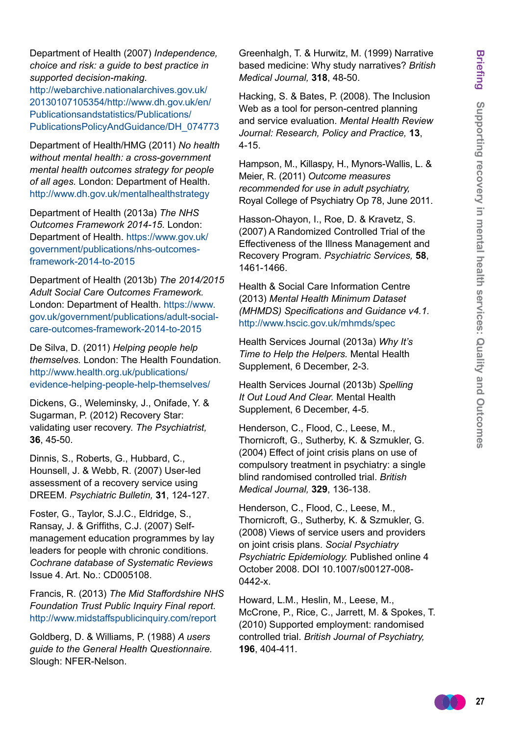Department of Health (2007) *Independence, choice and risk: a guide to best practice in supported decision-making.* http://webarchive.nationalarchives.gov.uk/20130107105354/http://www.dh.gov.uk/en/Publicationsandstatistics/Publications/PublicationsPolicyAndGuidance/DH_074773

Department of Health/HMG (2011) *No health without mental health: a cross-government mental health outcomes strategy for people of all ages.* London: Department of Health. http://www.dh.gov.uk/mentalhealthstrategy

Department of Health (2013a) *The NHS Outcomes Framework 2014-15*. London: Department of Health. https://www.gov.uk/government/publications/nhs-outcomes-framework-2014-to-2015

Department of Health (2013b) *The 2014/2015 Adult Social Care Outcomes Framework.* London: Department of Health. https://www.gov.uk/government/publications/adult-social-care-outcomes-framework-2014-to-2015

De Silva, D. (2011) *Helping people help themselves.* London: The Health Foundation. http://www.health.org.uk/publications/evidence-helping-people-help-themselves/

Dickens, G., Weleminsky, J., Onifade, Y. & Sugarman, P. (2012) Recovery Star: validating user recovery. *The Psychiatrist,* **36**, 45-50.

Dinnis, S., Roberts, G., Hubbard, C., Hounsell, J. & Webb, R. (2007) User-led assessment of a recovery service using DREEM. *Psychiatric Bulletin,* **31**, 124-127.

Foster, G., Taylor, S.J.C., Eldridge, S., Ransay, J. & Griffiths, C.J. (2007) Self-management education programmes by lay leaders for people with chronic conditions. *Cochrane database of Systematic Reviews* Issue 4. Art. No.: CD005108.

Francis, R. (2013) *The Mid Staffordshire NHS Foundation Trust Public Inquiry Final report.* http://www.midstaffspublicinquiry.com/report

Goldberg, D. & Williams, P. (1988) *A users guide to the General Health Questionnaire.* Slough: NFER-Nelson.

Greenhalgh, T. & Hurwitz, M. (1999) Narrative based medicine: Why study narratives? *British Medical Journal,* **318**, 48-50.

Hacking, S. & Bates, P. (2008). The Inclusion Web as a tool for person-centred planning and service evaluation. *Mental Health Review Journal: Research, Policy and Practice,* **13**, 4-15.

Hampson, M., Killaspy, H., Mynors-Wallis, L. & Meier, R. (2011) *Outcome measures recommended for use in adult psychiatry,* Royal College of Psychiatry Op 78, June 2011.

Hasson-Ohayon, I., Roe, D. & Kravetz, S. (2007) A Randomized Controlled Trial of the Effectiveness of the Illness Management and Recovery Program. *Psychiatric Services,* **58**, 1461-1466.

Health & Social Care Information Centre (2013) *Mental Health Minimum Dataset (MHMDS) Specifications and Guidance v4.1.* http://www.hscic.gov.uk/mhmds/spec

Health Services Journal (2013a) *Why It's Time to Help the Helpers.* Mental Health Supplement, 6 December, 2-3.

Health Services Journal (2013b) *Spelling It Out Loud And Clear.* Mental Health Supplement, 6 December, 4-5.

Henderson, C., Flood, C., Leese, M., Thornicroft, G., Sutherby, K. & Szmukler, G. (2004) Effect of joint crisis plans on use of compulsory treatment in psychiatry: a single blind randomised controlled trial. *British Medical Journal,* **329**, 136-138.

Henderson, C., Flood, C., Leese, M., Thornicroft, G., Sutherby, K. & Szmukler, G. (2008) Views of service users and providers on joint crisis plans. *Social Psychiatry Psychiatric Epidemiology.* Published online 4 October 2008. DOI 10.1007/s00127-008-0442-x.

Howard, L.M., Heslin, M., Leese, M., McCrone, P., Rice, C., Jarrett, M. & Spokes, T. (2010) Supported employment: randomised controlled trial. *British Journal of Psychiatry,* **196**, 404-411.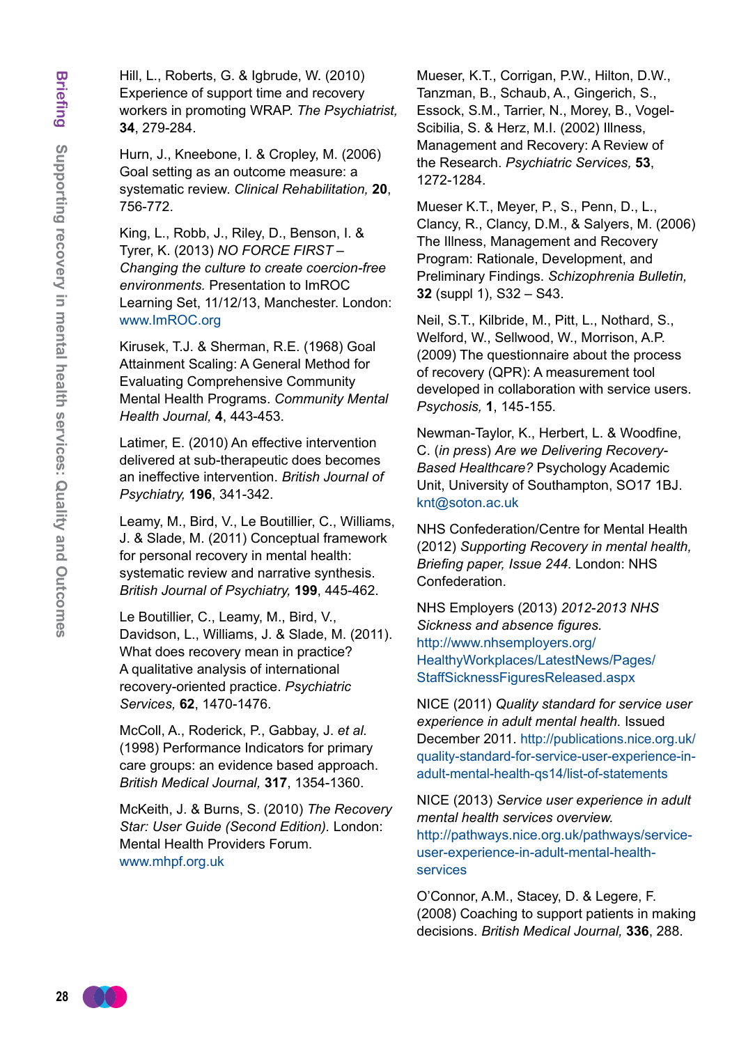Hill, L., Roberts, G. & Igbrude, W. (2010) Experience of support time and recovery workers in promoting WRAP. *The Psychiatrist,* **34**, 279-284.

Hurn, J., Kneebone, I. & Cropley, M. (2006) Goal setting as an outcome measure: a systematic review. *Clinical Rehabilitation,* **20**, 756-772.

King, L., Robb, J., Riley, D., Benson, I. & Tyrer, K. (2013) *NO FORCE FIRST – Changing the culture to create coercion-free environments.* Presentation to ImROC Learning Set, 11/12/13, Manchester. London: www.ImROC.org

Kirusek, T.J. & Sherman, R.E. (1968) Goal Attainment Scaling: A General Method for Evaluating Comprehensive Community Mental Health Programs. *Community Mental Health Journal,* **4**, 443-453.

Latimer, E. (2010) An effective intervention delivered at sub-therapeutic does becomes an ineffective intervention. *British Journal of Psychiatry,* **196**, 341-342.

Leamy, M., Bird, V., Le Boutillier, C., Williams, J. & Slade, M. (2011) Conceptual framework for personal recovery in mental health: systematic review and narrative synthesis. *British Journal of Psychiatry,* **199**, 445-462.

Le Boutillier, C., Leamy, M., Bird, V., Davidson, L., Williams, J. & Slade, M. (2011). What does recovery mean in practice? A qualitative analysis of international recovery-oriented practice. *Psychiatric Services,* **62**, 1470-1476.

McColl, A., Roderick, P., Gabbay, J. *et al.* (1998) Performance Indicators for primary care groups: an evidence based approach. *British Medical Journal,* **317**, 1354-1360.

McKeith, J. & Burns, S. (2010) *The Recovery Star: User Guide (Second Edition).* London: Mental Health Providers Forum. www.mhpf.org.uk

Mueser, K.T., Corrigan, P.W., Hilton, D.W., Tanzman, B., Schaub, A., Gingerich, S., Essock, S.M., Tarrier, N., Morey, B., Vogel-Scibilia, S. & Herz, M.I. (2002) Illness, Management and Recovery: A Review of the Research. *Psychiatric Services,* **53**, 1272-1284.

Mueser K.T., Meyer, P., S., Penn, D., L., Clancy, R., Clancy, D.M., & Salyers, M. (2006) The Illness, Management and Recovery Program: Rationale, Development, and Preliminary Findings. *Schizophrenia Bulletin,* **32** (suppl 1), S32 – S43.

Neil, S.T., Kilbride, M., Pitt, L., Nothard, S., Welford, M., Sellwood, W., Morrison, A.P. (2009) The questionnaire about the process of recovery (QPR): A measurement tool developed in collaboration with service users. *Psychosis,* **1**, 145-155.

Newman-Taylor, K., Herbert, L. & Woodfine, C. (*in press*) *Are we Delivering Recovery-Based Healthcare?* Psychology Academic Unit, University of Southampton, SO17 1BJ. knt@soton.ac.uk

NHS Confederation/Centre for Mental Health (2012) *Supporting Recovery in mental health, Briefing paper, Issue 244.* London: NHS Confederation.

NHS Employers (2013) *2012-2013 NHS Sickness and absence figures.* http://www.nhsemployers.org/HealthyWorkplaces/LatestNews/Pages/StaffSicknessFiguresReleased.aspx

NICE (2011) *Quality standard for service user experience in adult mental health.* Issued December 2011. http://publications.nice.org.uk/quality-standard-for-service-user-experience-in-adult-mental-health-qs14/list-of-statements

NICE (2013) *Service user experience in adult mental health services overview.* http://pathways.nice.org.uk/pathways/service-user-experience-in-adult-mental-health-services

O'Connor, A.M., Stacey, D. & Legere, F. (2008) Coaching to support patients in making decisions. *British Medical Journal,* **336**, 288.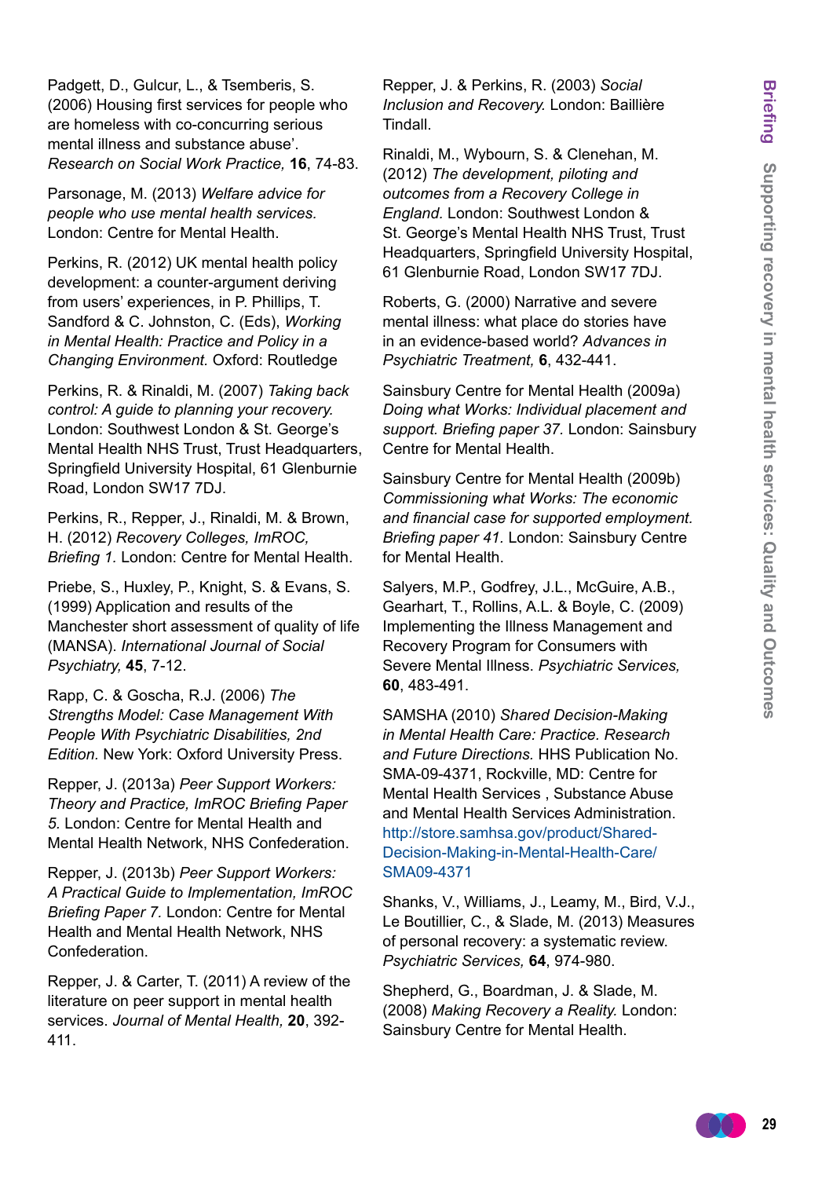Padgett, D., Gulcur, L., & Tsemberis, S. (2006) Housing first services for people who are homeless with co-concurring serious mental illness and substance abuse'. *Research on Social Work Practice,* **16**, 74-83.

Parsonage, M. (2013) *Welfare advice for people who use mental health services.* London: Centre for Mental Health.

Perkins, R. (2012) UK mental health policy development: a counter-argument deriving from users' experiences, in P. Phillips, T. Sandford & C. Johnston, C. (Eds), *Working in Mental Health: Practice and Policy in a Changing Environment.* Oxford: Routledge

Perkins, R. & Rinaldi, M. (2007) *Taking back control: A guide to planning your recovery.* London: Southwest London & St. George's Mental Health NHS Trust, Trust Headquarters, Springfield University Hospital, 61 Glenburnie Road, London SW17 7DJ.

Perkins, R., Repper, J., Rinaldi, M. & Brown, H. (2012) *Recovery Colleges, ImROC, Briefing 1.* London: Centre for Mental Health.

Priebe, S., Huxley, P., Knight, S. & Evans, S. (1999) Application and results of the Manchester short assessment of quality of life (MANSA). *International Journal of Social Psychiatry,* **45**, 7-12.

Rapp, C. & Goscha, R.J. (2006) *The Strengths Model: Case Management With People With Psychiatric Disabilities, 2nd Edition.* New York: Oxford University Press.

Repper, J. (2013a) *Peer Support Workers: Theory and Practice, ImROC Briefing Paper 5.* London: Centre for Mental Health and Mental Health Network, NHS Confederation.

Repper, J. (2013b) *Peer Support Workers: A Practical Guide to Implementation, ImROC Briefing Paper 7.* London: Centre for Mental Health and Mental Health Network, NHS Confederation.

Repper, J. & Carter, T. (2011) A review of the literature on peer support in mental health services. *Journal of Mental Health,* **20**, 392-411.

Repper, J. & Perkins, R. (2003) *Social Inclusion and Recovery.* London: Baillière Tindall.

Rinaldi, M., Wybourn, S. & Clenehan, M. (2012) *The development, piloting and outcomes from a Recovery College in England.* London: Southwest London & St. George's Mental Health NHS Trust, Trust Headquarters, Springfield University Hospital, 61 Glenburnie Road, London SW17 7DJ.

Roberts, G. (2000) Narrative and severe mental illness: what place do stories have in an evidence-based world? *Advances in Psychiatric Treatment,* **6**, 432-441.

Sainsbury Centre for Mental Health (2009a) *Doing what Works: Individual placement and support. Briefing paper 37.* London: Sainsbury Centre for Mental Health.

Sainsbury Centre for Mental Health (2009b) *Commissioning what Works: The economic and financial case for supported employment. Briefing paper 41.* London: Sainsbury Centre for Mental Health.

Salyers, M.P., Godfrey, J.L., McGuire, A.B., Gearhart, T., Rollins, A.L. & Boyle, C. (2009) Implementing the Illness Management and Recovery Program for Consumers with Severe Mental Illness. *Psychiatric Services,* **60**, 483-491.

SAMSHA (2010) *Shared Decision-Making in Mental Health Care: Practice. Research and Future Directions.* HHS Publication No. SMA-09-4371, Rockville, MD: Centre for Mental Health Services , Substance Abuse and Mental Health Services Administration. http://store.samhsa.gov/product/Shared-Decision-Making-in-Mental-Health-Care/SMA09-4371

Shanks, V., Williams, J., Leamy, M., Bird, V.J., Le Boutillier, C., & Slade, M. (2013) Measures of personal recovery: a systematic review. *Psychiatric Services,* **64**, 974-980.

Shepherd, G., Boardman, J. & Slade, M. (2008) *Making Recovery a Reality.* London: Sainsbury Centre for Mental Health.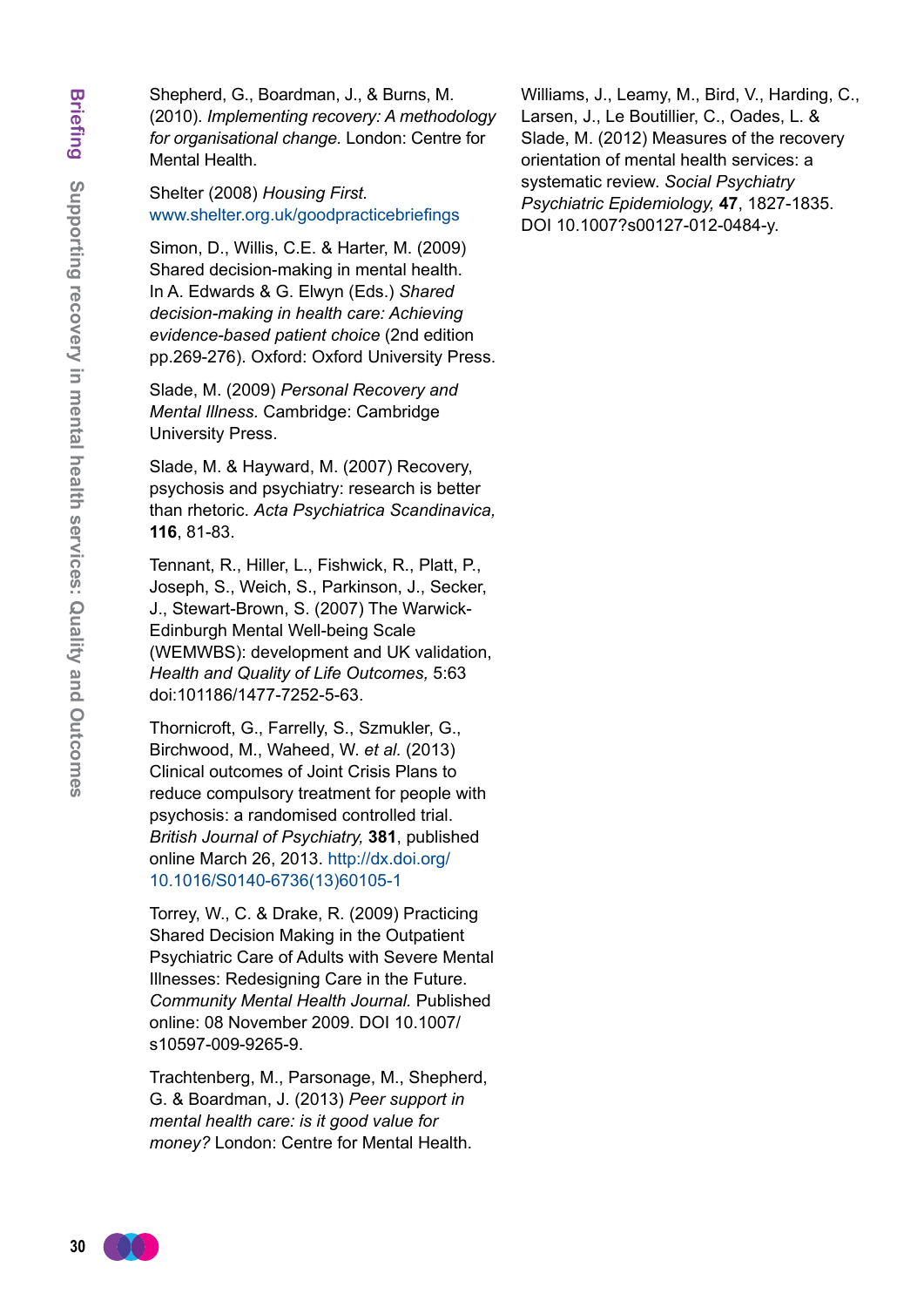Shepherd, G., Boardman, J., & Burns, M. (2010). *Implementing recovery: A methodology for organisational change.* London: Centre for Mental Health.

Shelter (2008) *Housing First.* www.shelter.org.uk/goodpracticebriefings

Simon, D., Willis, C.E. & Harter, M. (2009) Shared decision-making in mental health. In A. Edwards & G. Elwyn (Eds.) *Shared decision-making in health care: Achieving evidence-based patient choice* (2nd edition pp.269-276). Oxford: Oxford University Press.

Slade, M. (2009) *Personal Recovery and Mental Illness.* Cambridge: Cambridge University Press.

Slade, M. & Hayward, M. (2007) Recovery, psychosis and psychiatry: research is better than rhetoric. *Acta Psychiatrica Scandinavica,* **116**, 81-83.

Tennant, R., Hiller, L., Fishwick, R., Platt, P., Joseph, S., Weich, S., Parkinson, J., Secker, J., Stewart-Brown, S. (2007) The Warwick-Edinburgh Mental Well-being Scale (WEMWBS): development and UK validation, *Health and Quality of Life Outcomes,* 5:63 doi:101186/1477-7252-5-63.

Thornicroft, G., Farrelly, S., Szmukler, G., Birchwood, M., Waheed, W. *et al.* (2013) Clinical outcomes of Joint Crisis Plans to reduce compulsory treatment for people with psychosis: a randomised controlled trial. *British Journal of Psychiatry,* **381**, published online March 26, 2013. http://dx.doi.org/10.1016/S0140-6736(13)60105-1

Torrey, W., C. & Drake, R. (2009) Practicing Shared Decision Making in the Outpatient Psychiatric Care of Adults with Severe Mental Illnesses: Redesigning Care in the Future. *Community Mental Health Journal.* Published online: 08 November 2009. DOI 10.1007/s10597-009-9265-9.

Trachtenberg, M., Parsonage, M., Shepherd, G. & Boardman, J. (2013) *Peer support in mental health care: is it good value for money?* London: Centre for Mental Health.

Williams, J., Leamy, M., Bird, V., Harding, C., Larsen, J., Le Boutillier, C., Oades, L. & Slade, M. (2012) Measures of the recovery orientation of mental health services: a systematic review. *Social Psychiatry Psychiatric Epidemiology,* **47**, 1827-1835. DOI 10.1007?s00127-012-0484-y.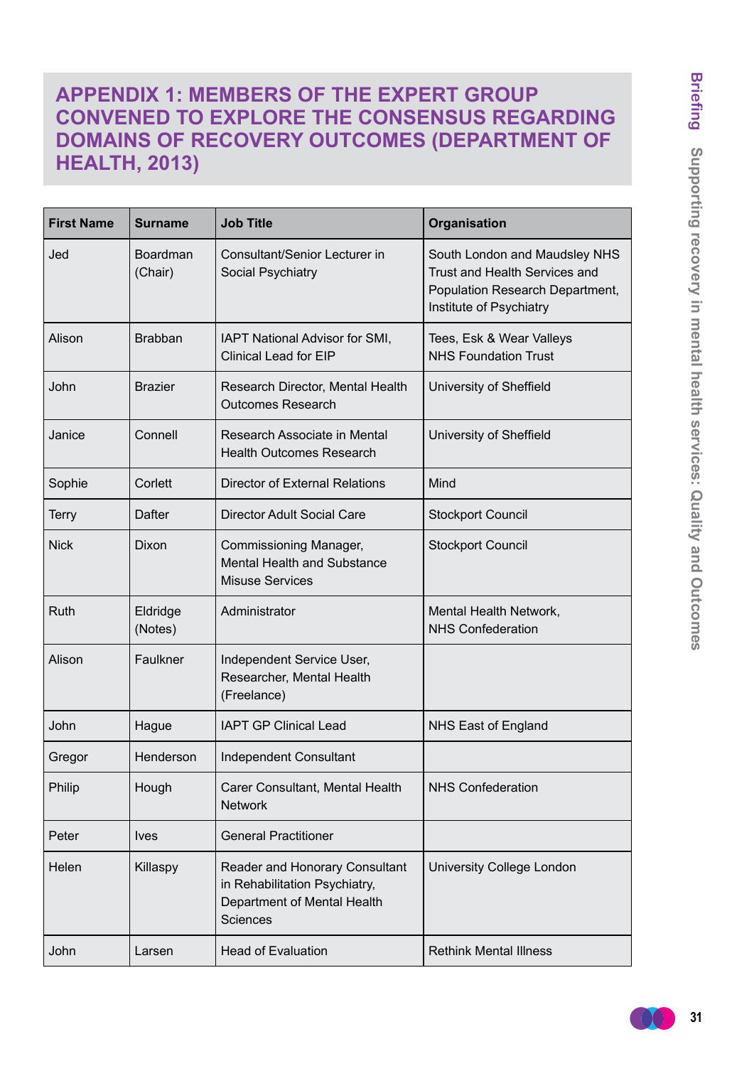## APPENDIX 1: MEMBERS OF THE EXPERT GROUP CONVENED TO EXPLORE THE CONSENSUS REGARDING DOMAINS OF RECOVERY OUTCOMES (DEPARTMENT OF HEALTH, 2013)

| First Name | Surname | Job Title | Organisation |
|---|---|---|---|
| Jed | Boardman (Chair) | Consultant/Senior Lecturer in Social Psychiatry | South London and Maudsley NHS Trust and Health Services and Population Research Department, Institute of Psychiatry |
| Alison | Brabban | IAPT National Advisor for SMI, Clinical Lead for EIP | Tees, Esk & Wear Valleys NHS Foundation Trust |
| John | Brazier | Research Director, Mental Health Outcomes Research | University of Sheffield |
| Janice | Connell | Research Associate in Mental Health Outcomes Research | University of Sheffield |
| Sophie | Corlett | Director of External Relations | Mind |
| Terry | Dafter | Director Adult Social Care | Stockport Council |
| Nick | Dixon | Commissioning Manager, Mental Health and Substance Misuse Services | Stockport Council |
| Ruth | Eldridge (Notes) | Administrator | Mental Health Network, NHS Confederation |
| Alison | Faulkner | Independent Service User, Researcher, Mental Health (Freelance) | |
| John | Hague | IAPT GP Clinical Lead | NHS East of England |
| Gregor | Henderson | Independent Consultant | |
| Philip | Hough | Carer Consultant, Mental Health Network | NHS Confederation |
| Peter | Ives | General Practitioner | |
| Helen | Killaspy | Reader and Honorary Consultant in Rehabilitation Psychiatry, Department of Mental Health Sciences | University College London |
| John | Larsen | Head of Evaluation | Rethink Mental Illness |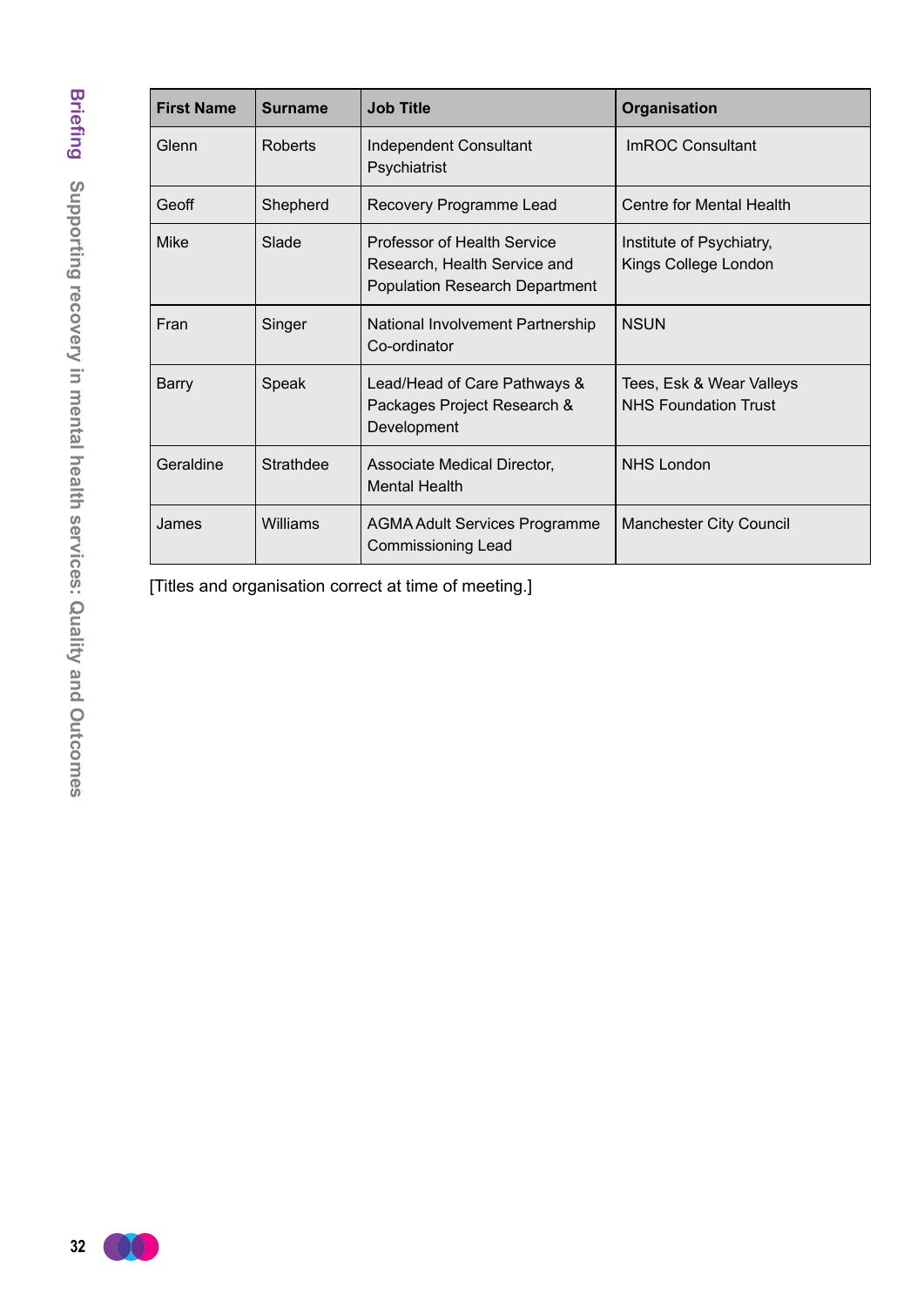| First Name | Surname | Job Title | Organisation |
| --- | --- | --- | --- |
| Glenn | Roberts | Independent Consultant Psychiatrist | ImROC Consultant |
| Geoff | Shepherd | Recovery Programme Lead | Centre for Mental Health |
| Mike | Slade | Professor of Health Service Research, Health Service and Population Research Department | Institute of Psychiatry, Kings College London |
| Fran | Singer | National Involvement Partnership Co-ordinator | NSUN |
| Barry | Speak | Lead/Head of Care Pathways & Packages Project Research & Development | Tees, Esk & Wear Valleys NHS Foundation Trust |
| Geraldine | Strathdee | Associate Medical Director, Mental Health | NHS London |
| James | Williams | AGMA Adult Services Programme Commissioning Lead | Manchester City Council |

[Titles and organisation correct at time of meeting.]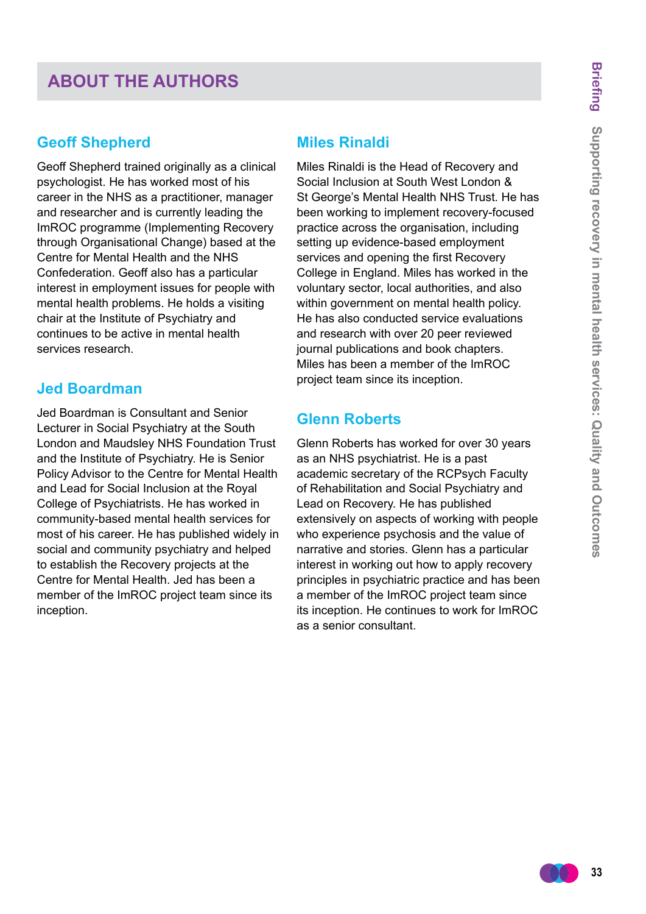## ABOUT THE AUTHORS

### Geoff Shepherd

Geoff Shepherd trained originally as a clinical psychologist. He has worked most of his career in the NHS as a practitioner, manager and researcher and is currently leading the ImROC programme (Implementing Recovery through Organisational Change) based at the Centre for Mental Health and the NHS Confederation. Geoff also has a particular interest in employment issues for people with mental health problems. He holds a visiting chair at the Institute of Psychiatry and continues to be active in mental health services research.

### Jed Boardman

Jed Boardman is Consultant and Senior Lecturer in Social Psychiatry at the South London and Maudsley NHS Foundation Trust and the Institute of Psychiatry. He is Senior Policy Advisor to the Centre for Mental Health and Lead for Social Inclusion at the Royal College of Psychiatrists. He has worked in community-based mental health services for most of his career. He has published widely in social and community psychiatry and helped to establish the Recovery projects at the Centre for Mental Health. Jed has been a member of the ImROC project team since its inception.

### Miles Rinaldi

Miles Rinaldi is the Head of Recovery and Social Inclusion at South West London & St George's Mental Health NHS Trust. He has been working to implement recovery-focused practice across the organisation, including setting up evidence-based employment services and opening the first Recovery College in England. Miles has worked in the voluntary sector, local authorities, and also within government on mental health policy. He has also conducted service evaluations and research with over 20 peer reviewed journal publications and book chapters. Miles has been a member of the ImROC project team since its inception.

### Glenn Roberts

Glenn Roberts has worked for over 30 years as an NHS psychiatrist. He is a past academic secretary of the RCPsych Faculty of Rehabilitation and Social Psychiatry and Lead on Recovery. He has published extensively on aspects of working with people who experience psychosis and the value of narrative and stories. Glenn has a particular interest in working out how to apply recovery principles in psychiatric practice and has been a member of the ImROC project team since its inception. He continues to work for ImROC as a senior consultant.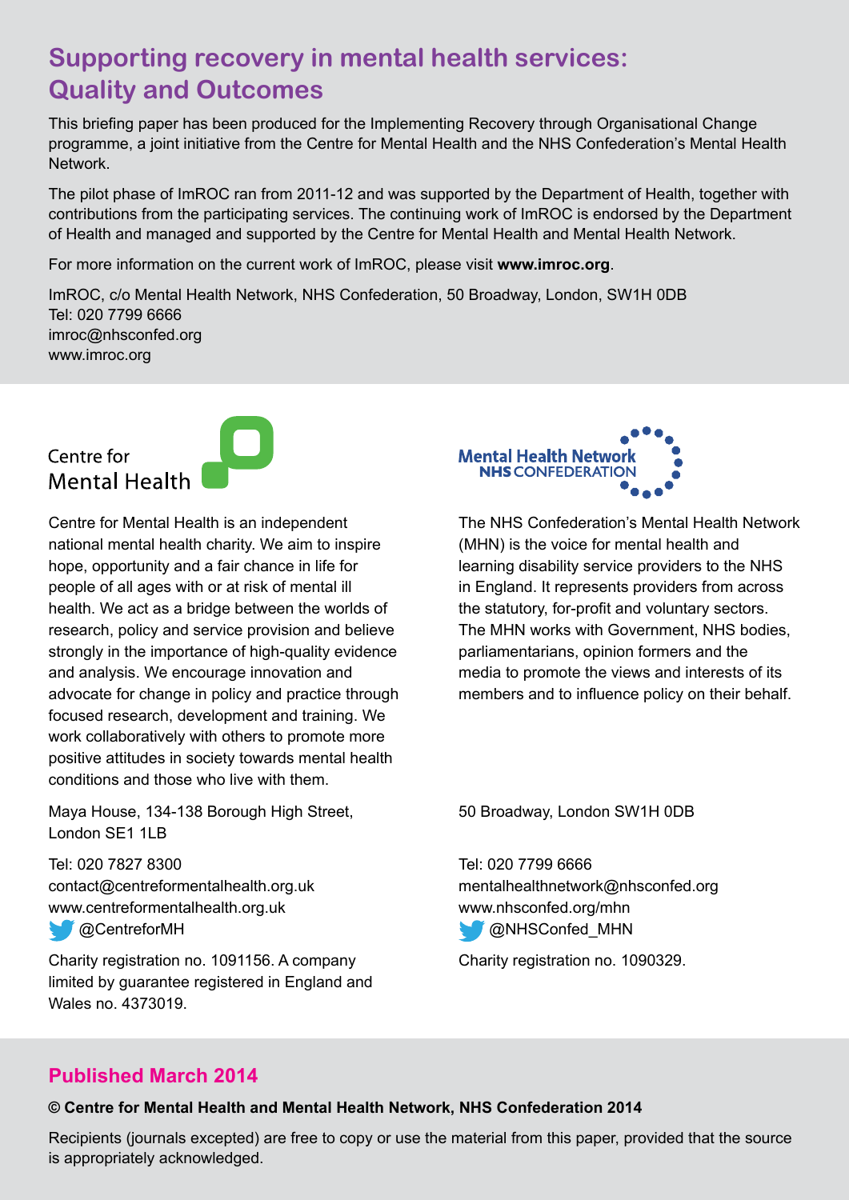## Supporting recovery in mental health services: Quality and Outcomes

This briefing paper has been produced for the Implementing Recovery through Organisational Change programme, a joint initiative from the Centre for Mental Health and the NHS Confederation's Mental Health Network.

The pilot phase of ImROC ran from 2011-12 and was supported by the Department of Health, together with contributions from the participating services. The continuing work of ImROC is endorsed by the Department of Health and managed and supported by the Centre for Mental Health and Mental Health Network.

For more information on the current work of ImROC, please visit **www.imroc.org**.

ImROC, c/o Mental Health Network, NHS Confederation, 50 Broadway, London, SW1H 0DB
Tel: 020 7799 6666
imroc@nhsconfed.org
www.imroc.org

Centre for Mental Health

Centre for Mental Health is an independent national mental health charity. We aim to inspire hope, opportunity and a fair chance in life for people of all ages with or at risk of mental ill health. We act as a bridge between the worlds of research, policy and service provision and believe strongly in the importance of high-quality evidence and analysis. We encourage innovation and advocate for change in policy and practice through focused research, development and training. We work collaboratively with others to promote more positive attitudes in society towards mental health conditions and those who live with them.

Maya House, 134-138 Borough High Street,
London SE1 1LB

Tel: 020 7827 8300
contact@centreformentalhealth.org.uk
www.centreformentalhealth.org.uk
@CentreforMH

Charity registration no. 1091156. A company limited by guarantee registered in England and Wales no. 4373019.

Mental Health Network
NHS CONFEDERATION

The NHS Confederation's Mental Health Network (MHN) is the voice for mental health and learning disability service providers to the NHS in England. It represents providers from across the statutory, for-profit and voluntary sectors. The MHN works with Government, NHS bodies, parliamentarians, opinion formers and the media to promote the views and interests of its members and to influence policy on their behalf.

50 Broadway, London SW1H 0DB

Tel: 020 7799 6666
mentalhealthnetwork@nhsconfed.org
www.nhsconfed.org/mhn
@NHSConfed_MHN

Charity registration no. 1090329.

### Published March 2014

**© Centre for Mental Health and Mental Health Network, NHS Confederation 2014**

Recipients (journals excepted) are free to copy or use the material from this paper, provided that the source is appropriately acknowledged.